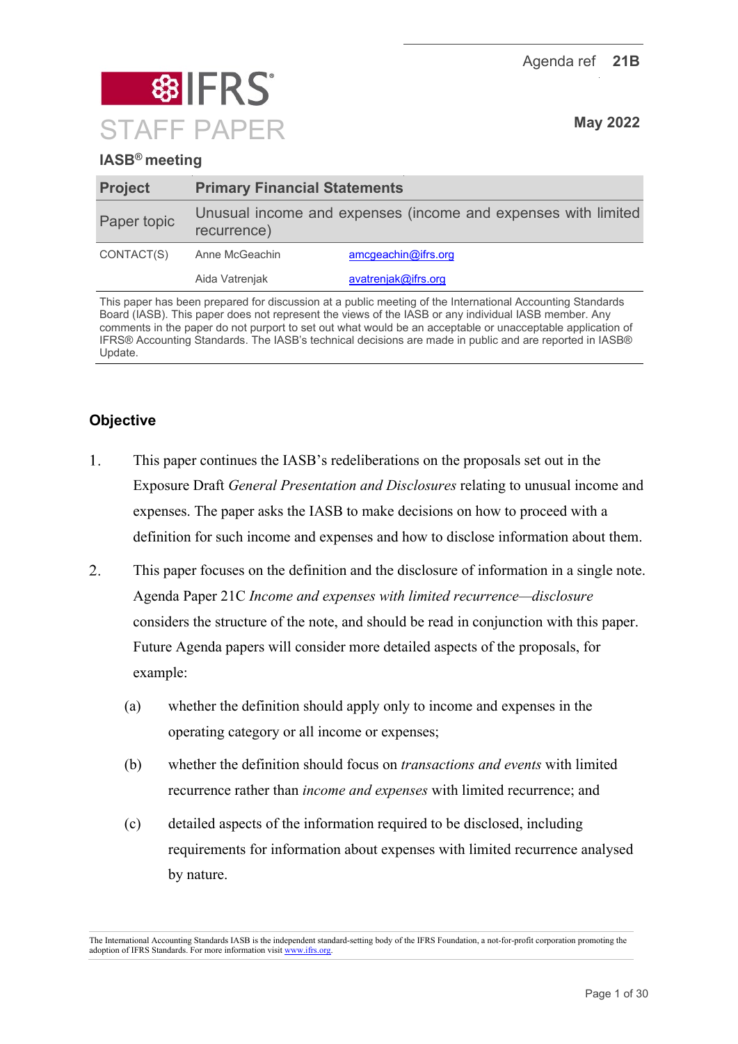Agenda ref **21B**

# IFRS STAFF PAPER

**May 2022**

**IASB® meeting**

| **Project** | **Primary Financial Statements** | |
|---|---|---|
| Paper topic | Unusual income and expenses (income and expenses with limited recurrence) | |
| CONTACT(S) | Anne McGeachin | amcgeachin@ifrs.org |
| | Aida Vatrenjak | avatrenjak@ifrs.org |

This paper has been prepared for discussion at a public meeting of the International Accounting Standards Board (IASB). This paper does not represent the views of the IASB or any individual IASB member. Any comments in the paper do not purport to set out what would be an acceptable or unacceptable application of IFRS® Accounting Standards. The IASB's technical decisions are made in public and are reported in IASB® Update.

## Objective

1. This paper continues the IASB's redeliberations on the proposals set out in the Exposure Draft *General Presentation and Disclosures* relating to unusual income and expenses. The paper asks the IASB to make decisions on how to proceed with a definition for such income and expenses and how to disclose information about them.

2. This paper focuses on the definition and the disclosure of information in a single note. Agenda Paper 21C *Income and expenses with limited recurrence—disclosure* considers the structure of the note, and should be read in conjunction with this paper. Future Agenda papers will consider more detailed aspects of the proposals, for example:

   (a) whether the definition should apply only to income and expenses in the operating category or all income or expenses;

   (b) whether the definition should focus on *transactions and events* with limited recurrence rather than *income and expenses* with limited recurrence; and

   (c) detailed aspects of the information required to be disclosed, including requirements for information about expenses with limited recurrence analysed by nature.

The International Accounting Standards IASB is the independent standard-setting body of the IFRS Foundation, a not-for-profit corporation promoting the adoption of IFRS Standards. For more information visit www.ifrs.org.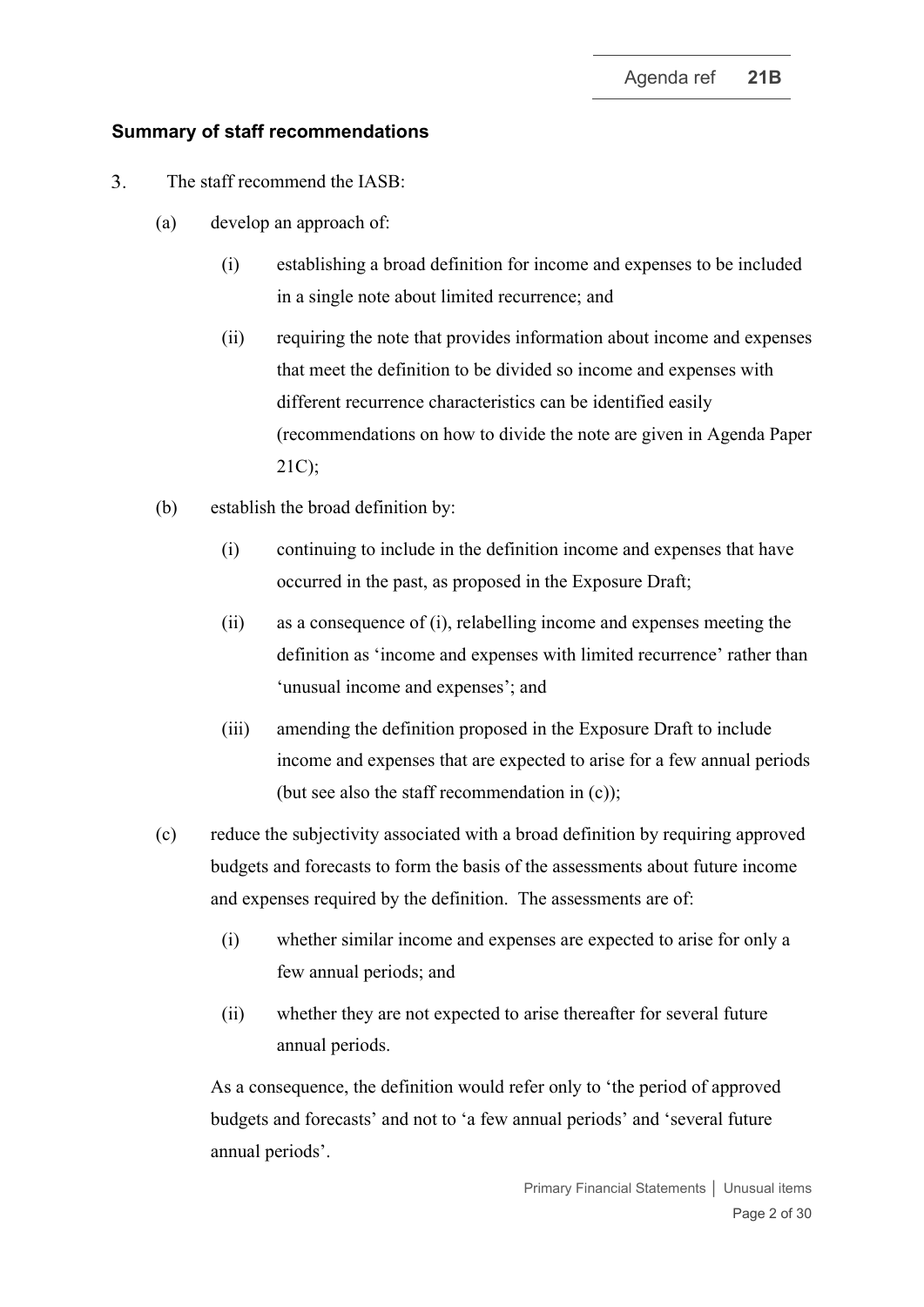### Summary of staff recommendations

3. The staff recommend the IASB:

   (a) develop an approach of:

      (i) establishing a broad definition for income and expenses to be included in a single note about limited recurrence; and

      (ii) requiring the note that provides information about income and expenses that meet the definition to be divided so income and expenses with different recurrence characteristics can be identified easily (recommendations on how to divide the note are given in Agenda Paper 21C);

   (b) establish the broad definition by:

      (i) continuing to include in the definition income and expenses that have occurred in the past, as proposed in the Exposure Draft;

      (ii) as a consequence of (i), relabelling income and expenses meeting the definition as 'income and expenses with limited recurrence' rather than 'unusual income and expenses'; and

      (iii) amending the definition proposed in the Exposure Draft to include income and expenses that are expected to arise for a few annual periods (but see also the staff recommendation in (c));

   (c) reduce the subjectivity associated with a broad definition by requiring approved budgets and forecasts to form the basis of the assessments about future income and expenses required by the definition. The assessments are of:

      (i) whether similar income and expenses are expected to arise for only a few annual periods; and

      (ii) whether they are not expected to arise thereafter for several future annual periods.

   As a consequence, the definition would refer only to 'the period of approved budgets and forecasts' and not to 'a few annual periods' and 'several future annual periods'.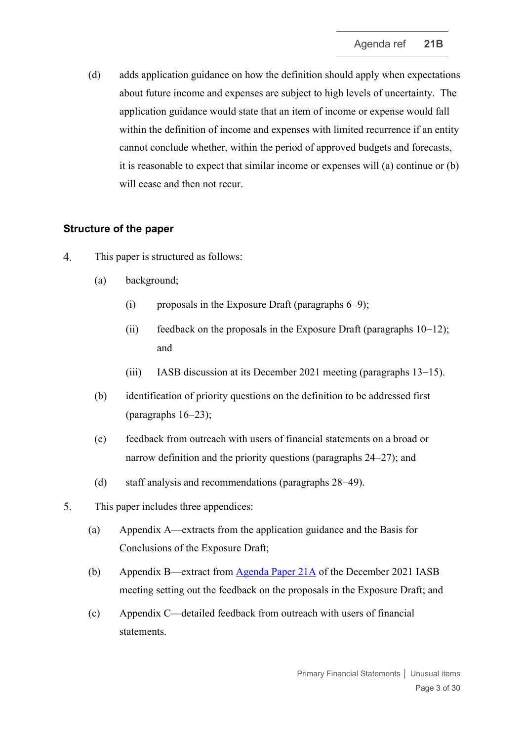(d) adds application guidance on how the definition should apply when expectations about future income and expenses are subject to high levels of uncertainty. The application guidance would state that an item of income or expense would fall within the definition of income and expenses with limited recurrence if an entity cannot conclude whether, within the period of approved budgets and forecasts, it is reasonable to expect that similar income or expenses will (a) continue or (b) will cease and then not recur.

## Structure of the paper

4. This paper is structured as follows:

   (a) background;

      (i) proposals in the Exposure Draft (paragraphs 6–9);

      (ii) feedback on the proposals in the Exposure Draft (paragraphs 10–12); and

      (iii) IASB discussion at its December 2021 meeting (paragraphs 13–15).

   (b) identification of priority questions on the definition to be addressed first (paragraphs 16–23);

   (c) feedback from outreach with users of financial statements on a broad or narrow definition and the priority questions (paragraphs 24–27); and

   (d) staff analysis and recommendations (paragraphs 28–49).

5. This paper includes three appendices:

   (a) Appendix A—extracts from the application guidance and the Basis for Conclusions of the Exposure Draft;

   (b) Appendix B—extract from Agenda Paper 21A of the December 2021 IASB meeting setting out the feedback on the proposals in the Exposure Draft; and

   (c) Appendix C—detailed feedback from outreach with users of financial statements.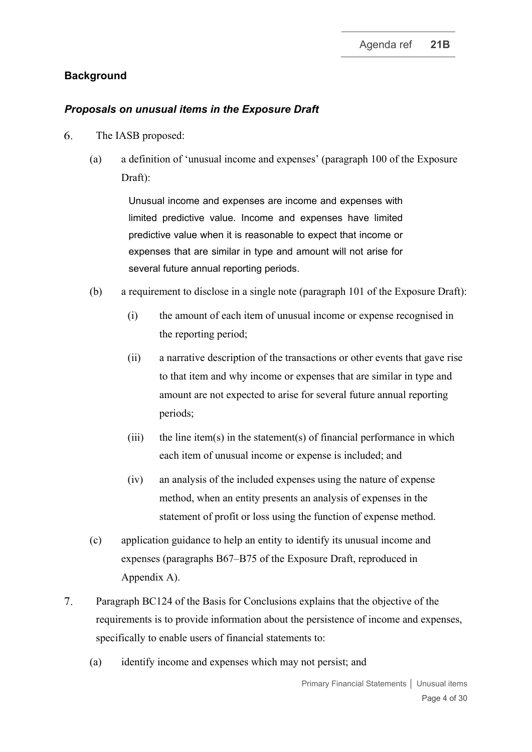## Background

### *Proposals on unusual items in the Exposure Draft*

6. The IASB proposed:

    (a) a definition of 'unusual income and expenses' (paragraph 100 of the Exposure Draft):

    > Unusual income and expenses are income and expenses with limited predictive value. Income and expenses have limited predictive value when it is reasonable to expect that income or expenses that are similar in type and amount will not arise for several future annual reporting periods.

    (b) a requirement to disclose in a single note (paragraph 101 of the Exposure Draft):

        (i) the amount of each item of unusual income or expense recognised in the reporting period;

        (ii) a narrative description of the transactions or other events that gave rise to that item and why income or expenses that are similar in type and amount are not expected to arise for several future annual reporting periods;

        (iii) the line item(s) in the statement(s) of financial performance in which each item of unusual income or expense is included; and

        (iv) an analysis of the included expenses using the nature of expense method, when an entity presents an analysis of expenses in the statement of profit or loss using the function of expense method.

    (c) application guidance to help an entity to identify its unusual income and expenses (paragraphs B67–B75 of the Exposure Draft, reproduced in Appendix A).

7. Paragraph BC124 of the Basis for Conclusions explains that the objective of the requirements is to provide information about the persistence of income and expenses, specifically to enable users of financial statements to:

    (a) identify income and expenses which may not persist; and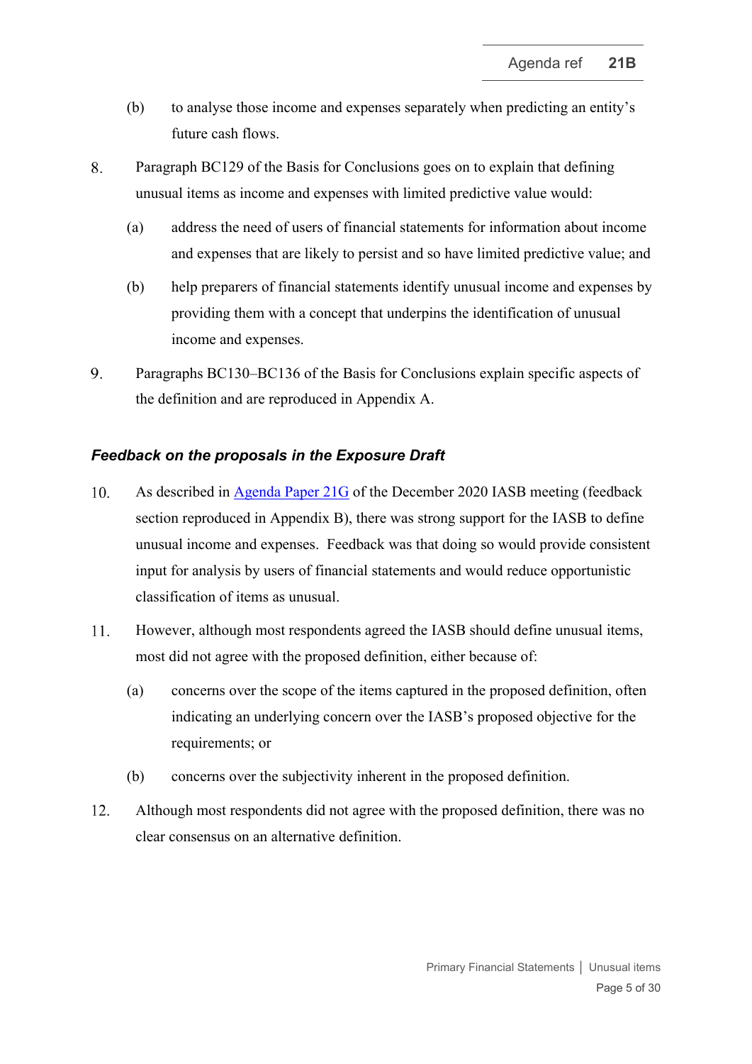(b) to analyse those income and expenses separately when predicting an entity's future cash flows.

8. Paragraph BC129 of the Basis for Conclusions goes on to explain that defining unusual items as income and expenses with limited predictive value would:

   (a) address the need of users of financial statements for information about income and expenses that are likely to persist and so have limited predictive value; and

   (b) help preparers of financial statements identify unusual income and expenses by providing them with a concept that underpins the identification of unusual income and expenses.

9. Paragraphs BC130–BC136 of the Basis for Conclusions explain specific aspects of the definition and are reproduced in Appendix A.

### *Feedback on the proposals in the Exposure Draft*

10. As described in [Agenda Paper 21G] of the December 2020 IASB meeting (feedback section reproduced in Appendix B), there was strong support for the IASB to define unusual income and expenses. Feedback was that doing so would provide consistent input for analysis by users of financial statements and would reduce opportunistic classification of items as unusual.

11. However, although most respondents agreed the IASB should define unusual items, most did not agree with the proposed definition, either because of:

   (a) concerns over the scope of the items captured in the proposed definition, often indicating an underlying concern over the IASB's proposed objective for the requirements; or

   (b) concerns over the subjectivity inherent in the proposed definition.

12. Although most respondents did not agree with the proposed definition, there was no clear consensus on an alternative definition.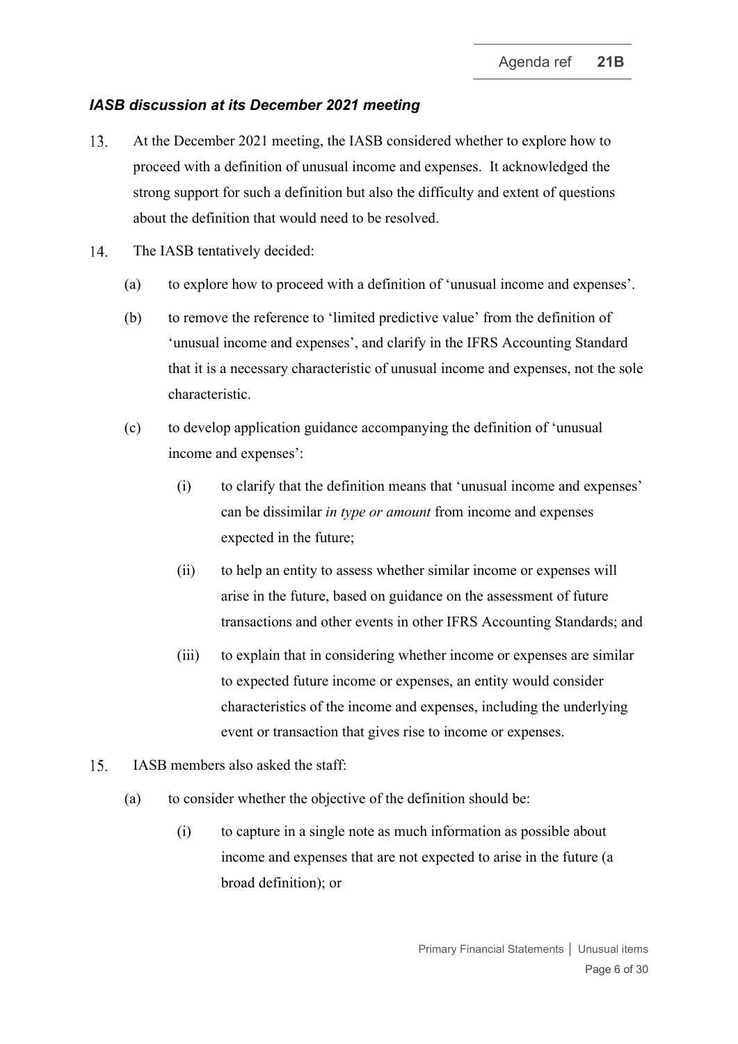### *IASB discussion at its December 2021 meeting*

13. At the December 2021 meeting, the IASB considered whether to explore how to proceed with a definition of unusual income and expenses. It acknowledged the strong support for such a definition but also the difficulty and extent of questions about the definition that would need to be resolved.

14. The IASB tentatively decided:

    (a) to explore how to proceed with a definition of 'unusual income and expenses'.

    (b) to remove the reference to 'limited predictive value' from the definition of 'unusual income and expenses', and clarify in the IFRS Accounting Standard that it is a necessary characteristic of unusual income and expenses, not the sole characteristic.

    (c) to develop application guidance accompanying the definition of 'unusual income and expenses':

        (i) to clarify that the definition means that 'unusual income and expenses' can be dissimilar *in type or amount* from income and expenses expected in the future;

        (ii) to help an entity to assess whether similar income or expenses will arise in the future, based on guidance on the assessment of future transactions and other events in other IFRS Accounting Standards; and

        (iii) to explain that in considering whether income or expenses are similar to expected future income or expenses, an entity would consider characteristics of the income and expenses, including the underlying event or transaction that gives rise to income or expenses.

15. IASB members also asked the staff:

    (a) to consider whether the objective of the definition should be:

        (i) to capture in a single note as much information as possible about income and expenses that are not expected to arise in the future (a broad definition); or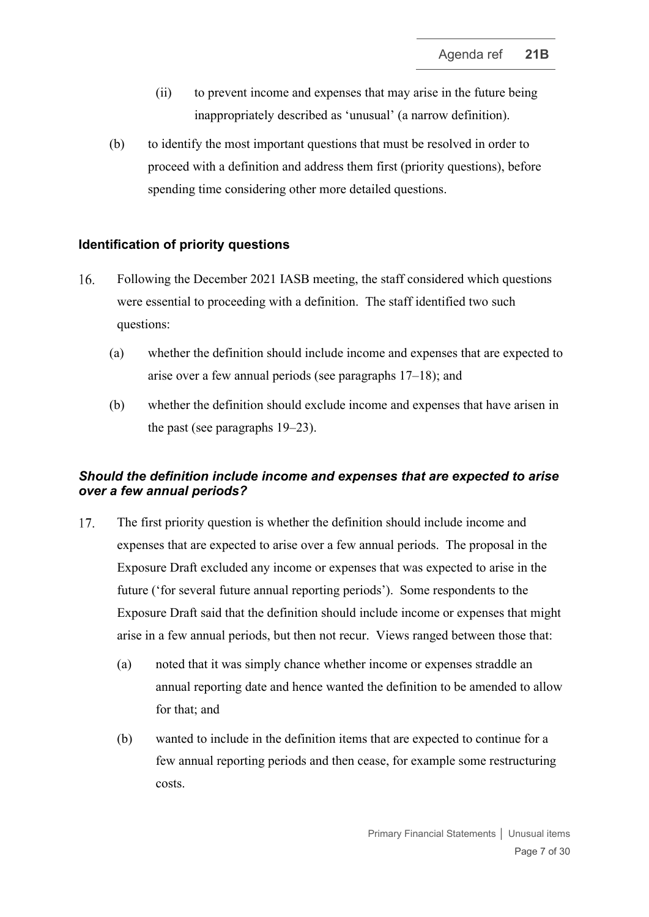(ii) to prevent income and expenses that may arise in the future being inappropriately described as 'unusual' (a narrow definition).

(b) to identify the most important questions that must be resolved in order to proceed with a definition and address them first (priority questions), before spending time considering other more detailed questions.

### Identification of priority questions

16. Following the December 2021 IASB meeting, the staff considered which questions were essential to proceeding with a definition. The staff identified two such questions:

    (a) whether the definition should include income and expenses that are expected to arise over a few annual periods (see paragraphs 17–18); and

    (b) whether the definition should exclude income and expenses that have arisen in the past (see paragraphs 19–23).

### *Should the definition include income and expenses that are expected to arise over a few annual periods?*

17. The first priority question is whether the definition should include income and expenses that are expected to arise over a few annual periods. The proposal in the Exposure Draft excluded any income or expenses that was expected to arise in the future ('for several future annual reporting periods'). Some respondents to the Exposure Draft said that the definition should include income or expenses that might arise in a few annual periods, but then not recur. Views ranged between those that:

    (a) noted that it was simply chance whether income or expenses straddle an annual reporting date and hence wanted the definition to be amended to allow for that; and

    (b) wanted to include in the definition items that are expected to continue for a few annual reporting periods and then cease, for example some restructuring costs.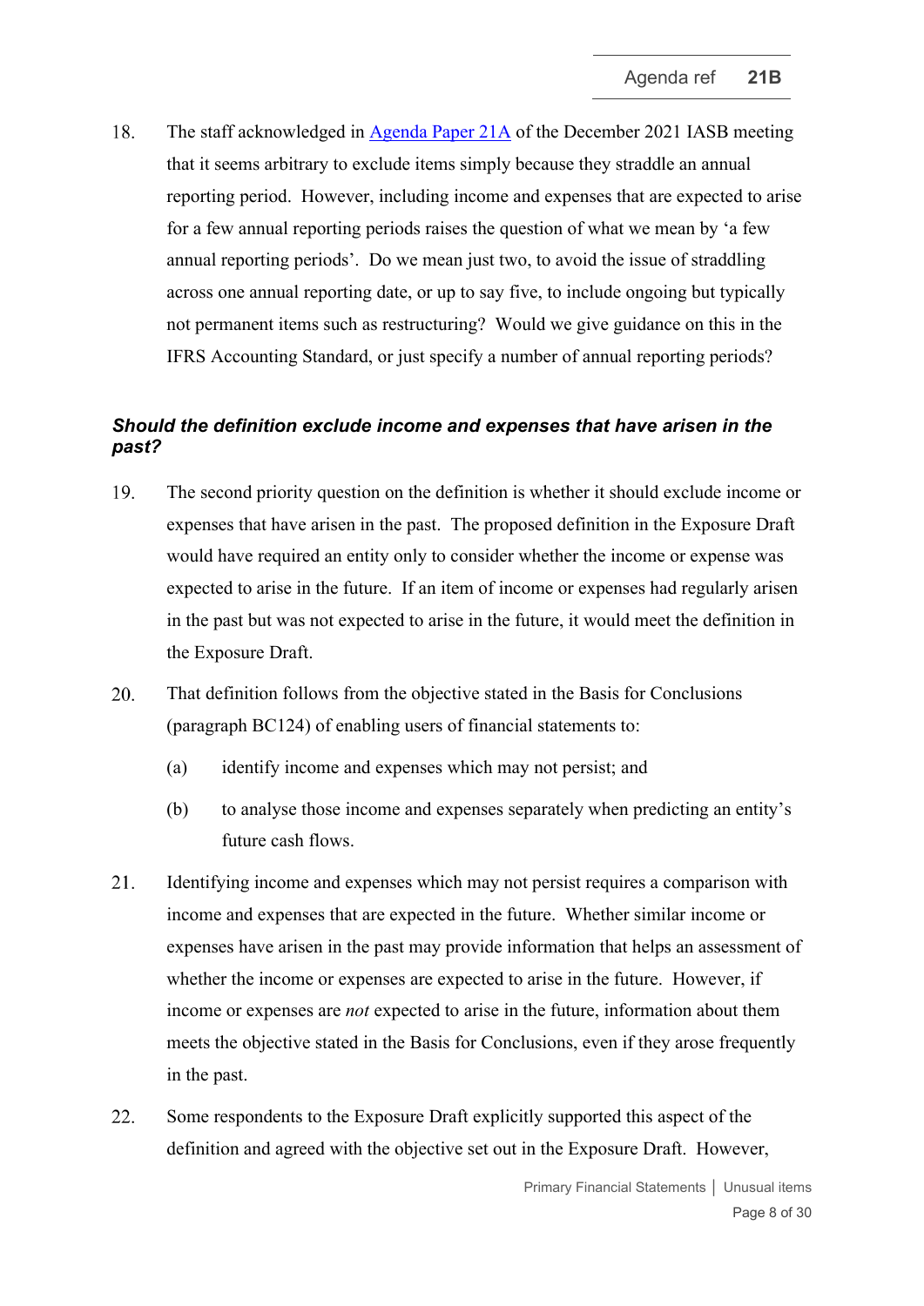18. The staff acknowledged in [Agenda Paper 21A](#) of the December 2021 IASB meeting that it seems arbitrary to exclude items simply because they straddle an annual reporting period. However, including income and expenses that are expected to arise for a few annual reporting periods raises the question of what we mean by 'a few annual reporting periods'. Do we mean just two, to avoid the issue of straddling across one annual reporting date, or up to say five, to include ongoing but typically not permanent items such as restructuring? Would we give guidance on this in the IFRS Accounting Standard, or just specify a number of annual reporting periods?

### *Should the definition exclude income and expenses that have arisen in the past?*

19. The second priority question on the definition is whether it should exclude income or expenses that have arisen in the past. The proposed definition in the Exposure Draft would have required an entity only to consider whether the income or expense was expected to arise in the future. If an item of income or expenses had regularly arisen in the past but was not expected to arise in the future, it would meet the definition in the Exposure Draft.

20. That definition follows from the objective stated in the Basis for Conclusions (paragraph BC124) of enabling users of financial statements to:

    (a) identify income and expenses which may not persist; and

    (b) to analyse those income and expenses separately when predicting an entity's future cash flows.

21. Identifying income and expenses which may not persist requires a comparison with income and expenses that are expected in the future. Whether similar income or expenses have arisen in the past may provide information that helps an assessment of whether the income or expenses are expected to arise in the future. However, if income or expenses are *not* expected to arise in the future, information about them meets the objective stated in the Basis for Conclusions, even if they arose frequently in the past.

22. Some respondents to the Exposure Draft explicitly supported this aspect of the definition and agreed with the objective set out in the Exposure Draft. However,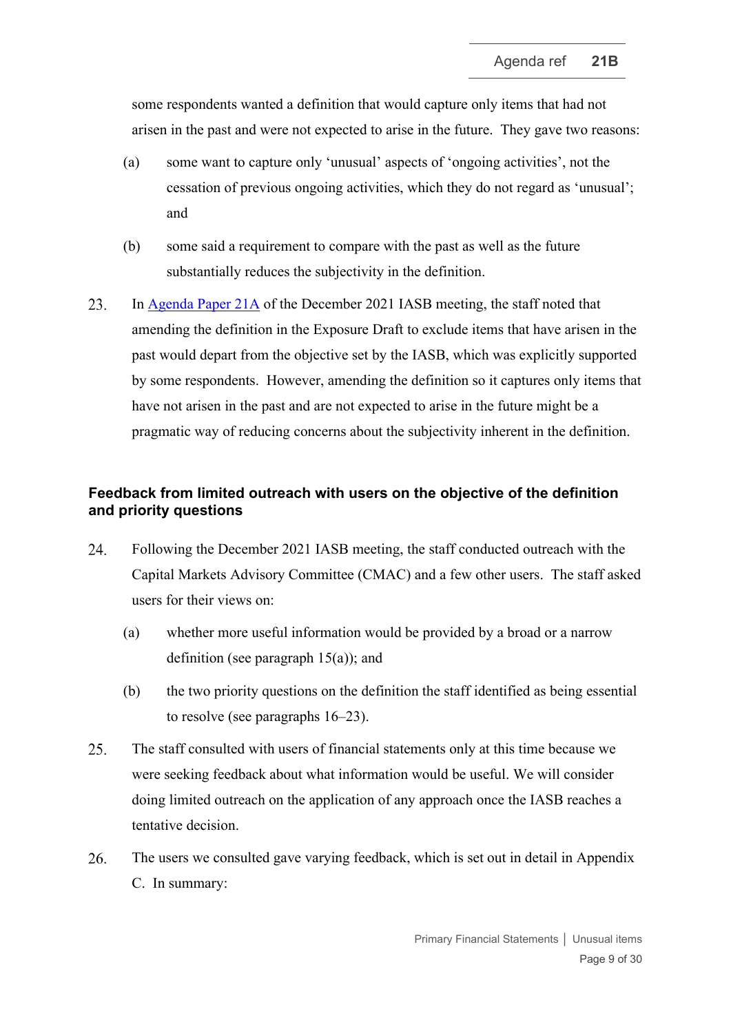some respondents wanted a definition that would capture only items that had not arisen in the past and were not expected to arise in the future. They gave two reasons:

(a) some want to capture only 'unusual' aspects of 'ongoing activities', not the cessation of previous ongoing activities, which they do not regard as 'unusual'; and

(b) some said a requirement to compare with the past as well as the future substantially reduces the subjectivity in the definition.

23. In [Agenda Paper 21A](#) of the December 2021 IASB meeting, the staff noted that amending the definition in the Exposure Draft to exclude items that have arisen in the past would depart from the objective set by the IASB, which was explicitly supported by some respondents. However, amending the definition so it captures only items that have not arisen in the past and are not expected to arise in the future might be a pragmatic way of reducing concerns about the subjectivity inherent in the definition.

## Feedback from limited outreach with users on the objective of the definition and priority questions

24. Following the December 2021 IASB meeting, the staff conducted outreach with the Capital Markets Advisory Committee (CMAC) and a few other users. The staff asked users for their views on:

    (a) whether more useful information would be provided by a broad or a narrow definition (see paragraph 15(a)); and

    (b) the two priority questions on the definition the staff identified as being essential to resolve (see paragraphs 16–23).

25. The staff consulted with users of financial statements only at this time because we were seeking feedback about what information would be useful. We will consider doing limited outreach on the application of any approach once the IASB reaches a tentative decision.

26. The users we consulted gave varying feedback, which is set out in detail in Appendix C. In summary: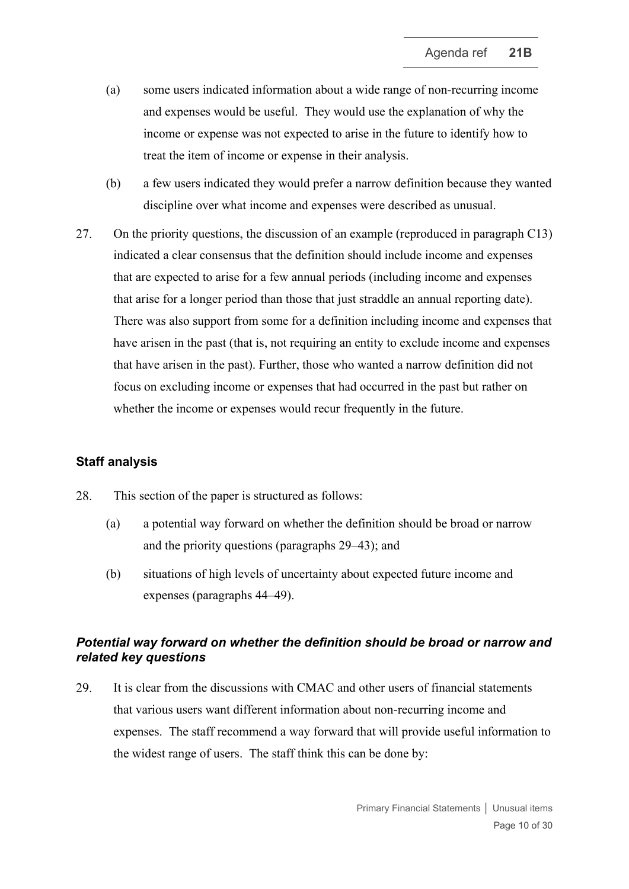(a) some users indicated information about a wide range of non-recurring income and expenses would be useful. They would use the explanation of why the income or expense was not expected to arise in the future to identify how to treat the item of income or expense in their analysis.

(b) a few users indicated they would prefer a narrow definition because they wanted discipline over what income and expenses were described as unusual.

27. On the priority questions, the discussion of an example (reproduced in paragraph C13) indicated a clear consensus that the definition should include income and expenses that are expected to arise for a few annual periods (including income and expenses that arise for a longer period than those that just straddle an annual reporting date). There was also support from some for a definition including income and expenses that have arisen in the past (that is, not requiring an entity to exclude income and expenses that have arisen in the past). Further, those who wanted a narrow definition did not focus on excluding income or expenses that had occurred in the past but rather on whether the income or expenses would recur frequently in the future.

### Staff analysis

28. This section of the paper is structured as follows:

(a) a potential way forward on whether the definition should be broad or narrow and the priority questions (paragraphs 29–43); and

(b) situations of high levels of uncertainty about expected future income and expenses (paragraphs 44–49).

#### *Potential way forward on whether the definition should be broad or narrow and related key questions*

29. It is clear from the discussions with CMAC and other users of financial statements that various users want different information about non-recurring income and expenses. The staff recommend a way forward that will provide useful information to the widest range of users. The staff think this can be done by: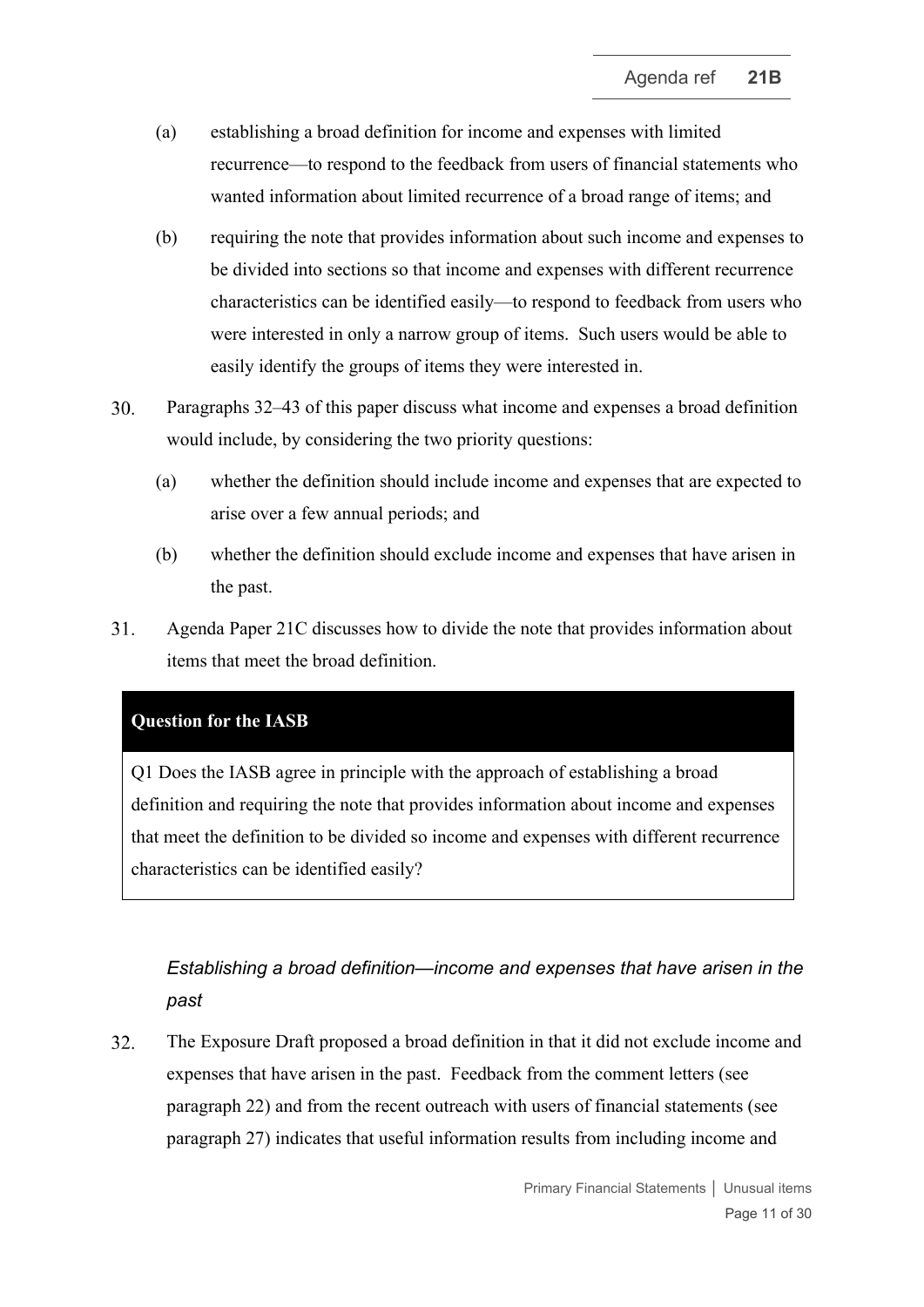(a) establishing a broad definition for income and expenses with limited recurrence—to respond to the feedback from users of financial statements who wanted information about limited recurrence of a broad range of items; and

(b) requiring the note that provides information about such income and expenses to be divided into sections so that income and expenses with different recurrence characteristics can be identified easily—to respond to feedback from users who were interested in only a narrow group of items. Such users would be able to easily identify the groups of items they were interested in.

30. Paragraphs 32–43 of this paper discuss what income and expenses a broad definition would include, by considering the two priority questions:

   (a) whether the definition should include income and expenses that are expected to arise over a few annual periods; and

   (b) whether the definition should exclude income and expenses that have arisen in the past.

31. Agenda Paper 21C discusses how to divide the note that provides information about items that meet the broad definition.

| **Question for the IASB** |
|---|
| Q1 Does the IASB agree in principle with the approach of establishing a broad definition and requiring the note that provides information about income and expenses that meet the definition to be divided so income and expenses with different recurrence characteristics can be identified easily? |

*Establishing a broad definition—income and expenses that have arisen in the past*

32. The Exposure Draft proposed a broad definition in that it did not exclude income and expenses that have arisen in the past. Feedback from the comment letters (see paragraph 22) and from the recent outreach with users of financial statements (see paragraph 27) indicates that useful information results from including income and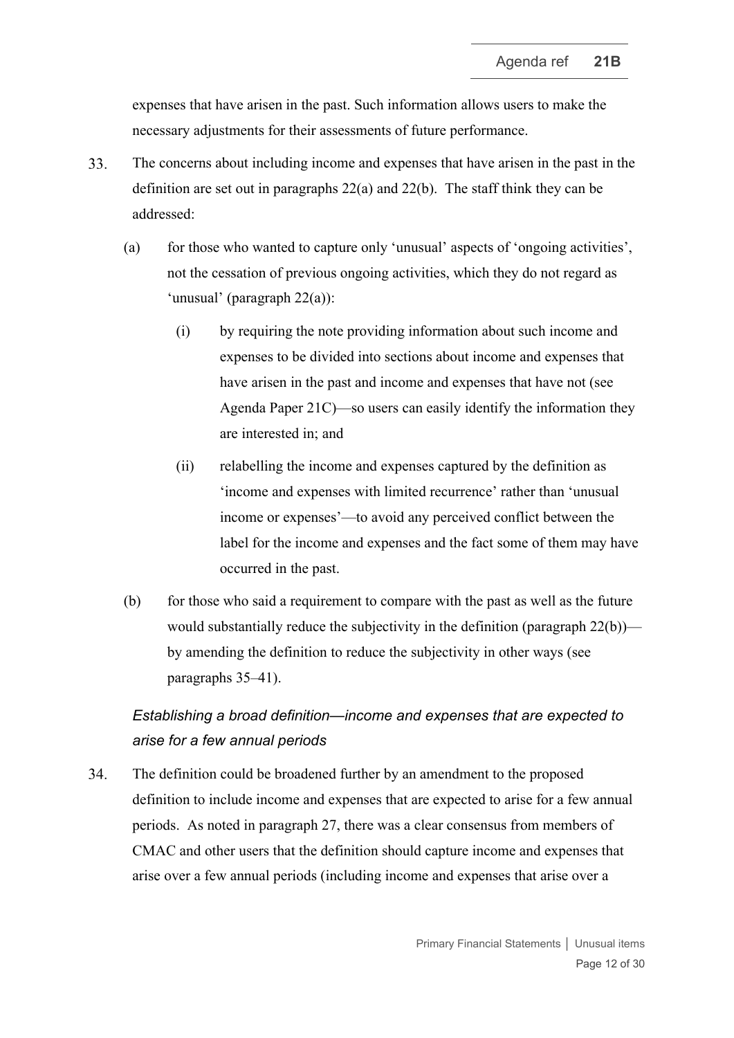expenses that have arisen in the past. Such information allows users to make the necessary adjustments for their assessments of future performance.

33. The concerns about including income and expenses that have arisen in the past in the definition are set out in paragraphs 22(a) and 22(b). The staff think they can be addressed:

    (a) for those who wanted to capture only 'unusual' aspects of 'ongoing activities', not the cessation of previous ongoing activities, which they do not regard as 'unusual' (paragraph 22(a)):

        (i) by requiring the note providing information about such income and expenses to be divided into sections about income and expenses that have arisen in the past and income and expenses that have not (see Agenda Paper 21C)—so users can easily identify the information they are interested in; and

        (ii) relabelling the income and expenses captured by the definition as 'income and expenses with limited recurrence' rather than 'unusual income or expenses'—to avoid any perceived conflict between the label for the income and expenses and the fact some of them may have occurred in the past.

    (b) for those who said a requirement to compare with the past as well as the future would substantially reduce the subjectivity in the definition (paragraph 22(b))—by amending the definition to reduce the subjectivity in other ways (see paragraphs 35–41).

*Establishing a broad definition—income and expenses that are expected to arise for a few annual periods*

34. The definition could be broadened further by an amendment to the proposed definition to include income and expenses that are expected to arise for a few annual periods. As noted in paragraph 27, there was a clear consensus from members of CMAC and other users that the definition should capture income and expenses that arise over a few annual periods (including income and expenses that arise over a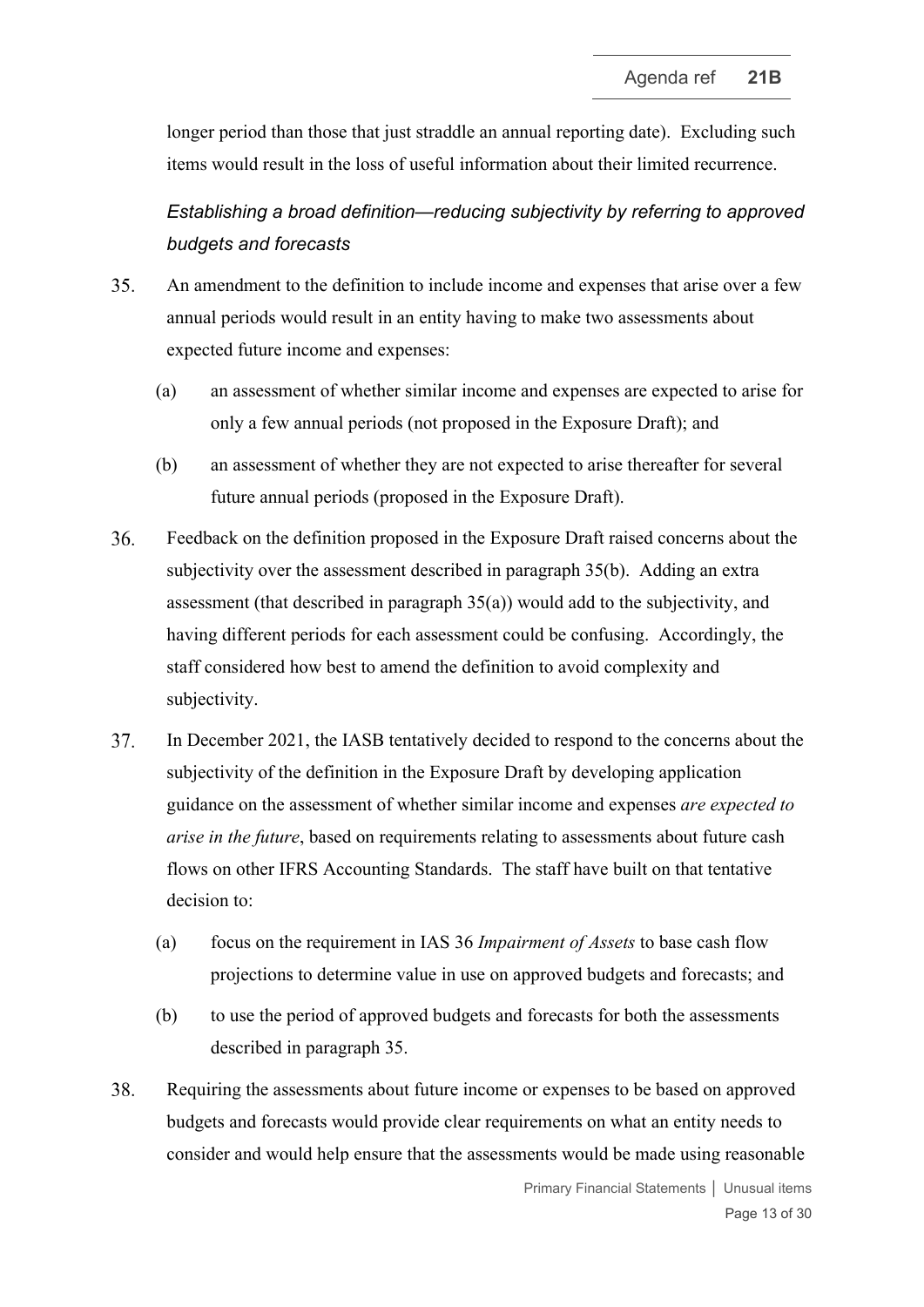longer period than those that just straddle an annual reporting date). Excluding such items would result in the loss of useful information about their limited recurrence.

*Establishing a broad definition—reducing subjectivity by referring to approved budgets and forecasts*

35. An amendment to the definition to include income and expenses that arise over a few annual periods would result in an entity having to make two assessments about expected future income and expenses:

    (a) an assessment of whether similar income and expenses are expected to arise for only a few annual periods (not proposed in the Exposure Draft); and

    (b) an assessment of whether they are not expected to arise thereafter for several future annual periods (proposed in the Exposure Draft).

36. Feedback on the definition proposed in the Exposure Draft raised concerns about the subjectivity over the assessment described in paragraph 35(b). Adding an extra assessment (that described in paragraph 35(a)) would add to the subjectivity, and having different periods for each assessment could be confusing. Accordingly, the staff considered how best to amend the definition to avoid complexity and subjectivity.

37. In December 2021, the IASB tentatively decided to respond to the concerns about the subjectivity of the definition in the Exposure Draft by developing application guidance on the assessment of whether similar income and expenses *are expected to arise in the future*, based on requirements relating to assessments about future cash flows on other IFRS Accounting Standards. The staff have built on that tentative decision to:

    (a) focus on the requirement in IAS 36 *Impairment of Assets* to base cash flow projections to determine value in use on approved budgets and forecasts; and

    (b) to use the period of approved budgets and forecasts for both the assessments described in paragraph 35.

38. Requiring the assessments about future income or expenses to be based on approved budgets and forecasts would provide clear requirements on what an entity needs to consider and would help ensure that the assessments would be made using reasonable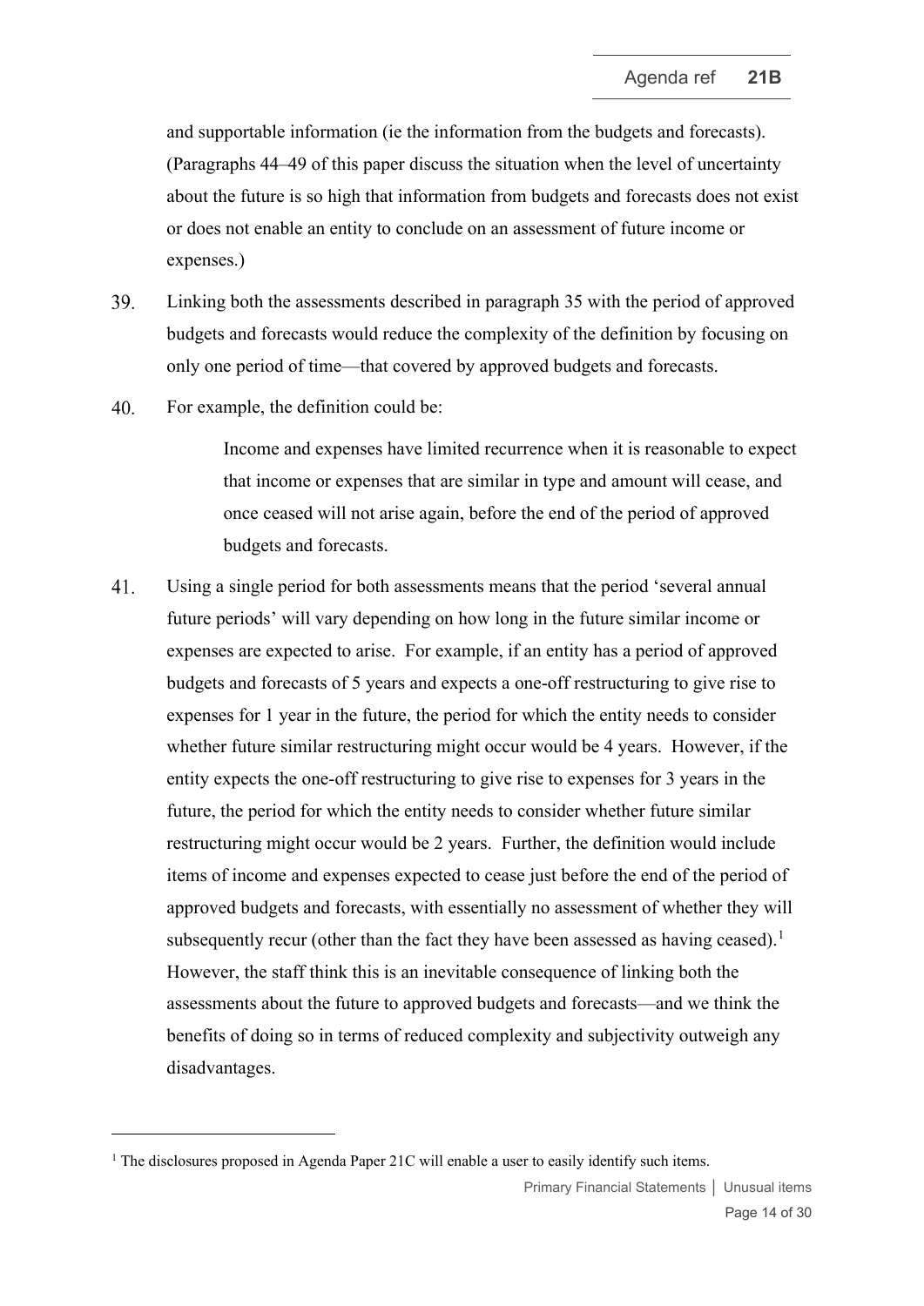and supportable information (ie the information from the budgets and forecasts). (Paragraphs 44–49 of this paper discuss the situation when the level of uncertainty about the future is so high that information from budgets and forecasts does not exist or does not enable an entity to conclude on an assessment of future income or expenses.)

39. Linking both the assessments described in paragraph 35 with the period of approved budgets and forecasts would reduce the complexity of the definition by focusing on only one period of time—that covered by approved budgets and forecasts.

40. For example, the definition could be:

> Income and expenses have limited recurrence when it is reasonable to expect that income or expenses that are similar in type and amount will cease, and once ceased will not arise again, before the end of the period of approved budgets and forecasts.

41. Using a single period for both assessments means that the period 'several annual future periods' will vary depending on how long in the future similar income or expenses are expected to arise. For example, if an entity has a period of approved budgets and forecasts of 5 years and expects a one-off restructuring to give rise to expenses for 1 year in the future, the period for which the entity needs to consider whether future similar restructuring might occur would be 4 years. However, if the entity expects the one-off restructuring to give rise to expenses for 3 years in the future, the period for which the entity needs to consider whether future similar restructuring might occur would be 2 years. Further, the definition would include items of income and expenses expected to cease just before the end of the period of approved budgets and forecasts, with essentially no assessment of whether they will subsequently recur (other than the fact they have been assessed as having ceased).[1] However, the staff think this is an inevitable consequence of linking both the assessments about the future to approved budgets and forecasts—and we think the benefits of doing so in terms of reduced complexity and subjectivity outweigh any disadvantages.

[1] The disclosures proposed in Agenda Paper 21C will enable a user to easily identify such items.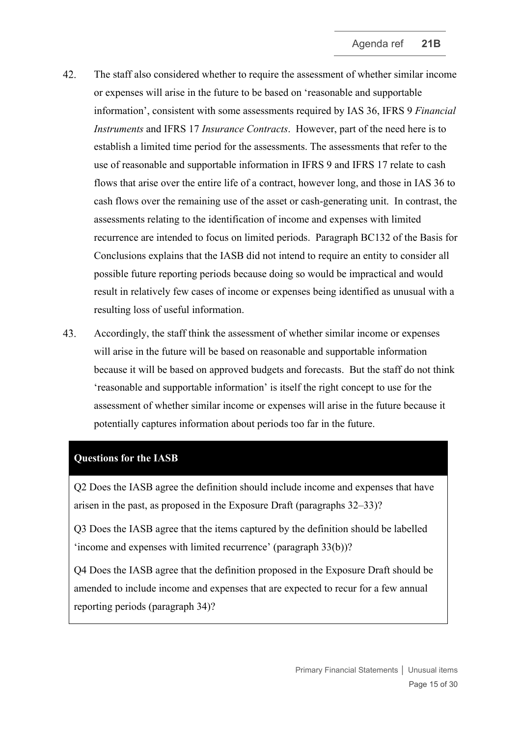42. The staff also considered whether to require the assessment of whether similar income or expenses will arise in the future to be based on 'reasonable and supportable information', consistent with some assessments required by IAS 36, IFRS 9 *Financial Instruments* and IFRS 17 *Insurance Contracts*. However, part of the need here is to establish a limited time period for the assessments. The assessments that refer to the use of reasonable and supportable information in IFRS 9 and IFRS 17 relate to cash flows that arise over the entire life of a contract, however long, and those in IAS 36 to cash flows over the remaining use of the asset or cash-generating unit. In contrast, the assessments relating to the identification of income and expenses with limited recurrence are intended to focus on limited periods. Paragraph BC132 of the Basis for Conclusions explains that the IASB did not intend to require an entity to consider all possible future reporting periods because doing so would be impractical and would result in relatively few cases of income or expenses being identified as unusual with a resulting loss of useful information.

43. Accordingly, the staff think the assessment of whether similar income or expenses will arise in the future will be based on reasonable and supportable information because it will be based on approved budgets and forecasts. But the staff do not think 'reasonable and supportable information' is itself the right concept to use for the assessment of whether similar income or expenses will arise in the future because it potentially captures information about periods too far in the future.

**Questions for the IASB**

Q2 Does the IASB agree the definition should include income and expenses that have arisen in the past, as proposed in the Exposure Draft (paragraphs 32–33)?

Q3 Does the IASB agree that the items captured by the definition should be labelled 'income and expenses with limited recurrence' (paragraph 33(b))?

Q4 Does the IASB agree that the definition proposed in the Exposure Draft should be amended to include income and expenses that are expected to recur for a few annual reporting periods (paragraph 34)?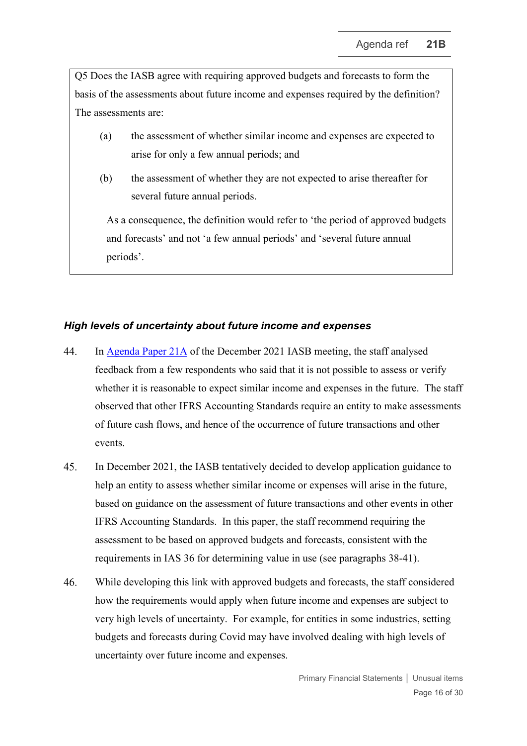> Q5 Does the IASB agree with requiring approved budgets and forecasts to form the basis of the assessments about future income and expenses required by the definition? The assessments are:
>
> (a) the assessment of whether similar income and expenses are expected to arise for only a few annual periods; and
>
> (b) the assessment of whether they are not expected to arise thereafter for several future annual periods.
>
> As a consequence, the definition would refer to 'the period of approved budgets and forecasts' and not 'a few annual periods' and 'several future annual periods'.

### *High levels of uncertainty about future income and expenses*

44. In [Agenda Paper 21A](#) of the December 2021 IASB meeting, the staff analysed feedback from a few respondents who said that it is not possible to assess or verify whether it is reasonable to expect similar income and expenses in the future. The staff observed that other IFRS Accounting Standards require an entity to make assessments of future cash flows, and hence of the occurrence of future transactions and other events.

45. In December 2021, the IASB tentatively decided to develop application guidance to help an entity to assess whether similar income or expenses will arise in the future, based on guidance on the assessment of future transactions and other events in other IFRS Accounting Standards. In this paper, the staff recommend requiring the assessment to be based on approved budgets and forecasts, consistent with the requirements in IAS 36 for determining value in use (see paragraphs 38-41).

46. While developing this link with approved budgets and forecasts, the staff considered how the requirements would apply when future income and expenses are subject to very high levels of uncertainty. For example, for entities in some industries, setting budgets and forecasts during Covid may have involved dealing with high levels of uncertainty over future income and expenses.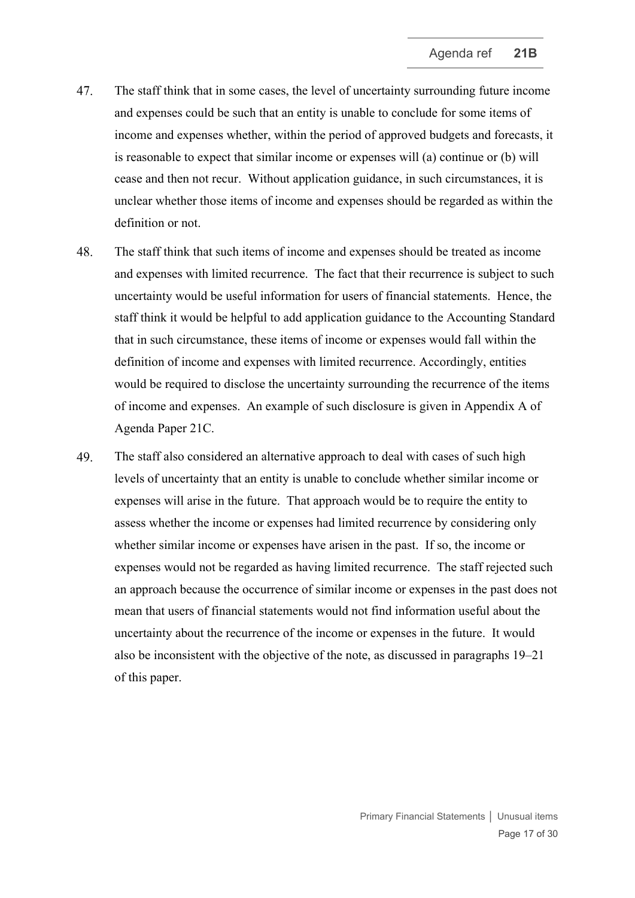47. The staff think that in some cases, the level of uncertainty surrounding future income and expenses could be such that an entity is unable to conclude for some items of income and expenses whether, within the period of approved budgets and forecasts, it is reasonable to expect that similar income or expenses will (a) continue or (b) will cease and then not recur. Without application guidance, in such circumstances, it is unclear whether those items of income and expenses should be regarded as within the definition or not.

48. The staff think that such items of income and expenses should be treated as income and expenses with limited recurrence. The fact that their recurrence is subject to such uncertainty would be useful information for users of financial statements. Hence, the staff think it would be helpful to add application guidance to the Accounting Standard that in such circumstance, these items of income or expenses would fall within the definition of income and expenses with limited recurrence. Accordingly, entities would be required to disclose the uncertainty surrounding the recurrence of the items of income and expenses. An example of such disclosure is given in Appendix A of Agenda Paper 21C.

49. The staff also considered an alternative approach to deal with cases of such high levels of uncertainty that an entity is unable to conclude whether similar income or expenses will arise in the future. That approach would be to require the entity to assess whether the income or expenses had limited recurrence by considering only whether similar income or expenses have arisen in the past. If so, the income or expenses would not be regarded as having limited recurrence. The staff rejected such an approach because the occurrence of similar income or expenses in the past does not mean that users of financial statements would not find information useful about the uncertainty about the recurrence of the income or expenses in the future. It would also be inconsistent with the objective of the note, as discussed in paragraphs 19–21 of this paper.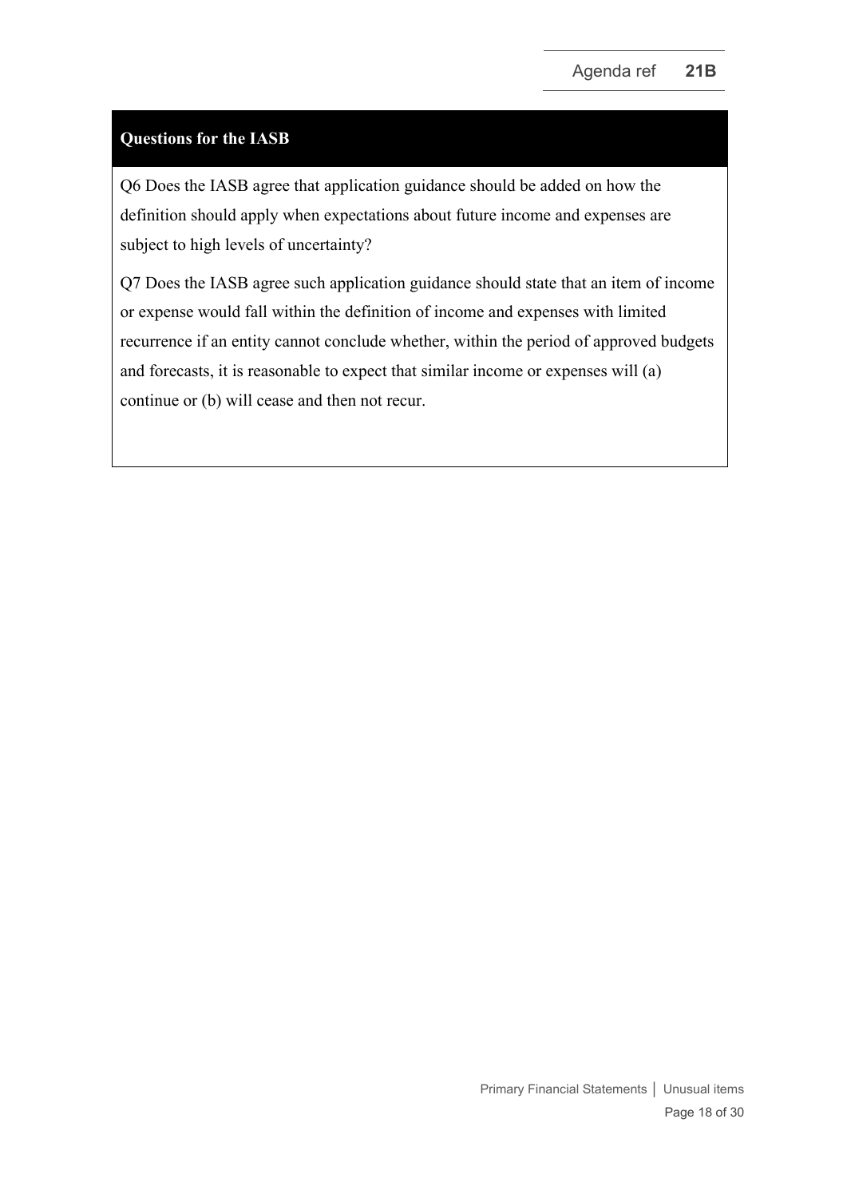**Questions for the IASB**

Q6 Does the IASB agree that application guidance should be added on how the definition should apply when expectations about future income and expenses are subject to high levels of uncertainty?

Q7 Does the IASB agree such application guidance should state that an item of income or expense would fall within the definition of income and expenses with limited recurrence if an entity cannot conclude whether, within the period of approved budgets and forecasts, it is reasonable to expect that similar income or expenses will (a) continue or (b) will cease and then not recur.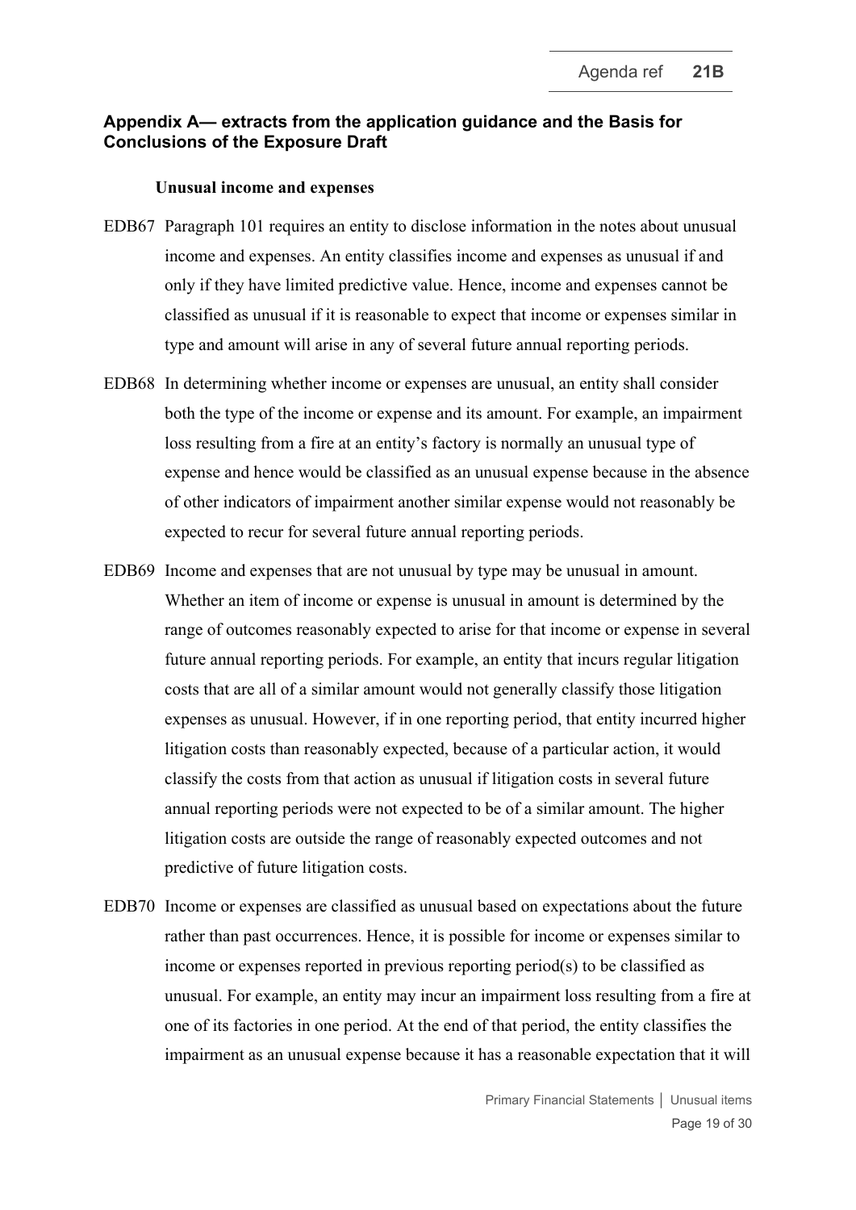## Appendix A— extracts from the application guidance and the Basis for Conclusions of the Exposure Draft

### Unusual income and expenses

EDB67 Paragraph 101 requires an entity to disclose information in the notes about unusual income and expenses. An entity classifies income and expenses as unusual if and only if they have limited predictive value. Hence, income and expenses cannot be classified as unusual if it is reasonable to expect that income or expenses similar in type and amount will arise in any of several future annual reporting periods.

EDB68 In determining whether income or expenses are unusual, an entity shall consider both the type of the income or expense and its amount. For example, an impairment loss resulting from a fire at an entity's factory is normally an unusual type of expense and hence would be classified as an unusual expense because in the absence of other indicators of impairment another similar expense would not reasonably be expected to recur for several future annual reporting periods.

EDB69 Income and expenses that are not unusual by type may be unusual in amount. Whether an item of income or expense is unusual in amount is determined by the range of outcomes reasonably expected to arise for that income or expense in several future annual reporting periods. For example, an entity that incurs regular litigation costs that are all of a similar amount would not generally classify those litigation expenses as unusual. However, if in one reporting period, that entity incurred higher litigation costs than reasonably expected, because of a particular action, it would classify the costs from that action as unusual if litigation costs in several future annual reporting periods were not expected to be of a similar amount. The higher litigation costs are outside the range of reasonably expected outcomes and not predictive of future litigation costs.

EDB70 Income or expenses are classified as unusual based on expectations about the future rather than past occurrences. Hence, it is possible for income or expenses similar to income or expenses reported in previous reporting period(s) to be classified as unusual. For example, an entity may incur an impairment loss resulting from a fire at one of its factories in one period. At the end of that period, the entity classifies the impairment as an unusual expense because it has a reasonable expectation that it will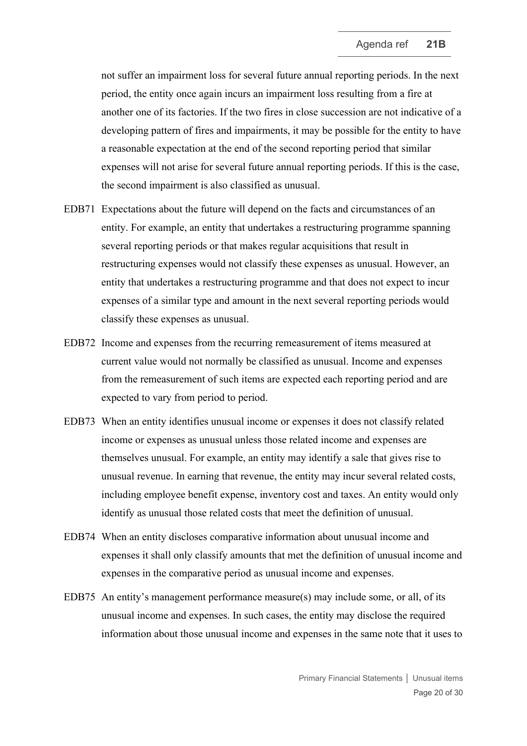not suffer an impairment loss for several future annual reporting periods. In the next period, the entity once again incurs an impairment loss resulting from a fire at another one of its factories. If the two fires in close succession are not indicative of a developing pattern of fires and impairments, it may be possible for the entity to have a reasonable expectation at the end of the second reporting period that similar expenses will not arise for several future annual reporting periods. If this is the case, the second impairment is also classified as unusual.

EDB71 Expectations about the future will depend on the facts and circumstances of an entity. For example, an entity that undertakes a restructuring programme spanning several reporting periods or that makes regular acquisitions that result in restructuring expenses would not classify these expenses as unusual. However, an entity that undertakes a restructuring programme and that does not expect to incur expenses of a similar type and amount in the next several reporting periods would classify these expenses as unusual.

EDB72 Income and expenses from the recurring remeasurement of items measured at current value would not normally be classified as unusual. Income and expenses from the remeasurement of such items are expected each reporting period and are expected to vary from period to period.

EDB73 When an entity identifies unusual income or expenses it does not classify related income or expenses as unusual unless those related income and expenses are themselves unusual. For example, an entity may identify a sale that gives rise to unusual revenue. In earning that revenue, the entity may incur several related costs, including employee benefit expense, inventory cost and taxes. An entity would only identify as unusual those related costs that meet the definition of unusual.

EDB74 When an entity discloses comparative information about unusual income and expenses it shall only classify amounts that met the definition of unusual income and expenses in the comparative period as unusual income and expenses.

EDB75 An entity's management performance measure(s) may include some, or all, of its unusual income and expenses. In such cases, the entity may disclose the required information about those unusual income and expenses in the same note that it uses to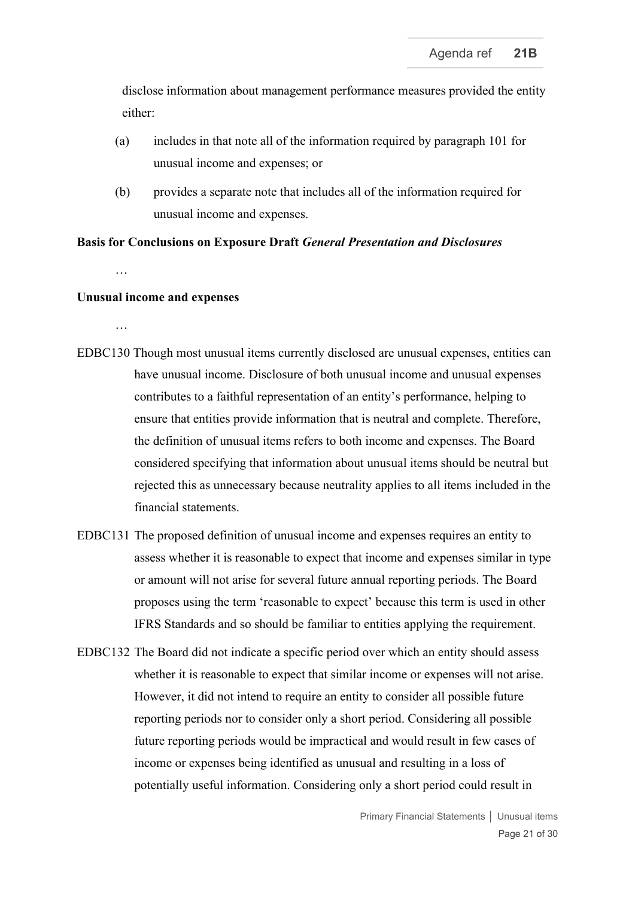disclose information about management performance measures provided the entity either:

(a) includes in that note all of the information required by paragraph 101 for unusual income and expenses; or

(b) provides a separate note that includes all of the information required for unusual income and expenses.

**Basis for Conclusions on Exposure Draft *General Presentation and Disclosures***

…

**Unusual income and expenses**

…

EDBC130 Though most unusual items currently disclosed are unusual expenses, entities can have unusual income. Disclosure of both unusual income and unusual expenses contributes to a faithful representation of an entity's performance, helping to ensure that entities provide information that is neutral and complete. Therefore, the definition of unusual items refers to both income and expenses. The Board considered specifying that information about unusual items should be neutral but rejected this as unnecessary because neutrality applies to all items included in the financial statements.

EDBC131 The proposed definition of unusual income and expenses requires an entity to assess whether it is reasonable to expect that income and expenses similar in type or amount will not arise for several future annual reporting periods. The Board proposes using the term 'reasonable to expect' because this term is used in other IFRS Standards and so should be familiar to entities applying the requirement.

EDBC132 The Board did not indicate a specific period over which an entity should assess whether it is reasonable to expect that similar income or expenses will not arise. However, it did not intend to require an entity to consider all possible future reporting periods nor to consider only a short period. Considering all possible future reporting periods would be impractical and would result in few cases of income or expenses being identified as unusual and resulting in a loss of potentially useful information. Considering only a short period could result in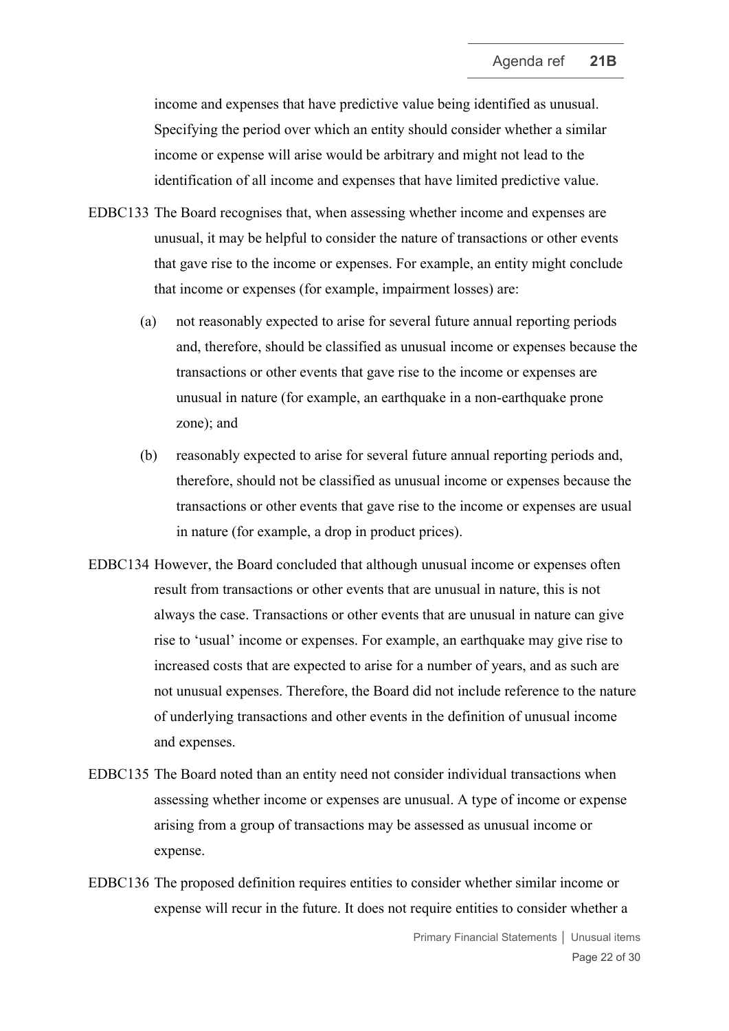income and expenses that have predictive value being identified as unusual. Specifying the period over which an entity should consider whether a similar income or expense will arise would be arbitrary and might not lead to the identification of all income and expenses that have limited predictive value.

EDBC133 The Board recognises that, when assessing whether income and expenses are unusual, it may be helpful to consider the nature of transactions or other events that gave rise to the income or expenses. For example, an entity might conclude that income or expenses (for example, impairment losses) are:

(a) not reasonably expected to arise for several future annual reporting periods and, therefore, should be classified as unusual income or expenses because the transactions or other events that gave rise to the income or expenses are unusual in nature (for example, an earthquake in a non-earthquake prone zone); and

(b) reasonably expected to arise for several future annual reporting periods and, therefore, should not be classified as unusual income or expenses because the transactions or other events that gave rise to the income or expenses are usual in nature (for example, a drop in product prices).

EDBC134 However, the Board concluded that although unusual income or expenses often result from transactions or other events that are unusual in nature, this is not always the case. Transactions or other events that are unusual in nature can give rise to 'usual' income or expenses. For example, an earthquake may give rise to increased costs that are expected to arise for a number of years, and as such are not unusual expenses. Therefore, the Board did not include reference to the nature of underlying transactions and other events in the definition of unusual income and expenses.

EDBC135 The Board noted than an entity need not consider individual transactions when assessing whether income or expenses are unusual. A type of income or expense arising from a group of transactions may be assessed as unusual income or expense.

EDBC136 The proposed definition requires entities to consider whether similar income or expense will recur in the future. It does not require entities to consider whether a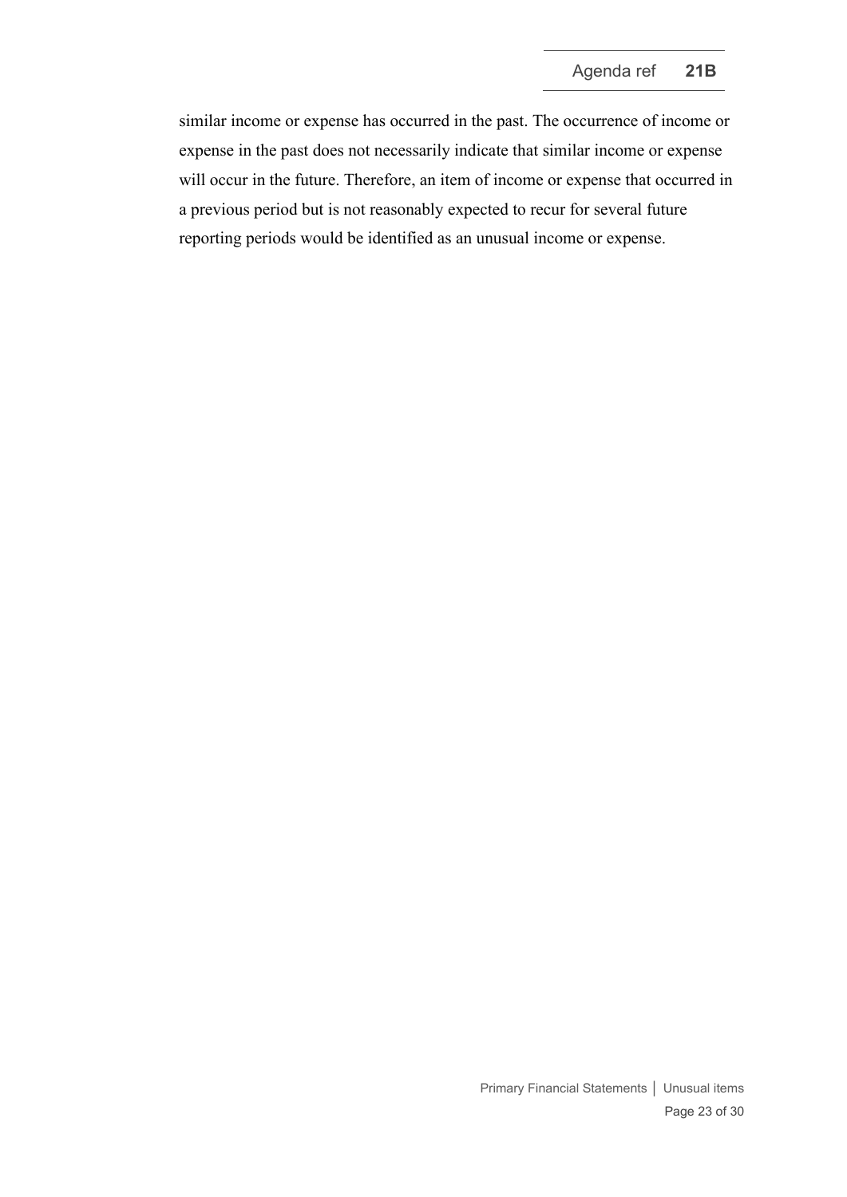similar income or expense has occurred in the past. The occurrence of income or expense in the past does not necessarily indicate that similar income or expense will occur in the future. Therefore, an item of income or expense that occurred in a previous period but is not reasonably expected to recur for several future reporting periods would be identified as an unusual income or expense.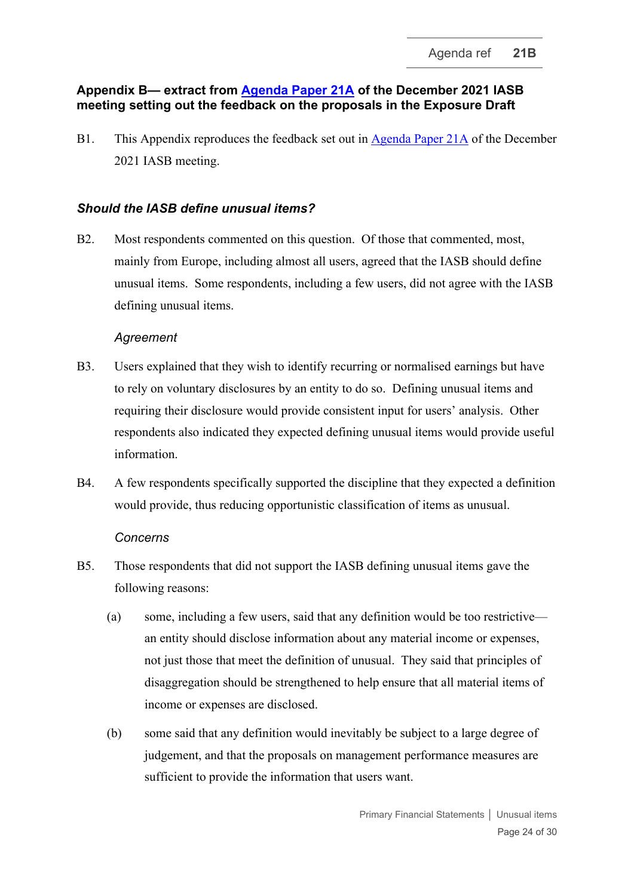## Appendix B— extract from Agenda Paper 21A of the December 2021 IASB meeting setting out the feedback on the proposals in the Exposure Draft

B1. This Appendix reproduces the feedback set out in Agenda Paper 21A of the December 2021 IASB meeting.

### *Should the IASB define unusual items?*

B2. Most respondents commented on this question. Of those that commented, most, mainly from Europe, including almost all users, agreed that the IASB should define unusual items. Some respondents, including a few users, did not agree with the IASB defining unusual items.

*Agreement*

B3. Users explained that they wish to identify recurring or normalised earnings but have to rely on voluntary disclosures by an entity to do so. Defining unusual items and requiring their disclosure would provide consistent input for users' analysis. Other respondents also indicated they expected defining unusual items would provide useful information.

B4. A few respondents specifically supported the discipline that they expected a definition would provide, thus reducing opportunistic classification of items as unusual.

*Concerns*

B5. Those respondents that did not support the IASB defining unusual items gave the following reasons:

(a) some, including a few users, said that any definition would be too restrictive—an entity should disclose information about any material income or expenses, not just those that meet the definition of unusual. They said that principles of disaggregation should be strengthened to help ensure that all material items of income or expenses are disclosed.

(b) some said that any definition would inevitably be subject to a large degree of judgement, and that the proposals on management performance measures are sufficient to provide the information that users want.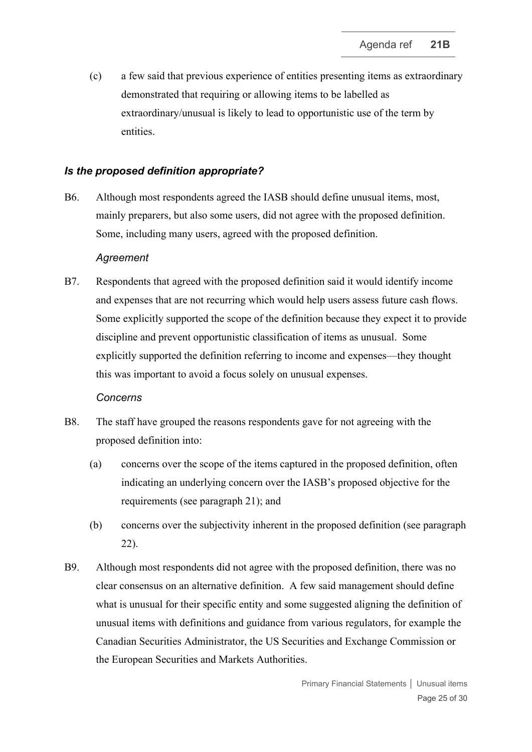(c) a few said that previous experience of entities presenting items as extraordinary demonstrated that requiring or allowing items to be labelled as extraordinary/unusual is likely to lead to opportunistic use of the term by entities.

### *Is the proposed definition appropriate?*

B6. Although most respondents agreed the IASB should define unusual items, most, mainly preparers, but also some users, did not agree with the proposed definition. Some, including many users, agreed with the proposed definition.

*Agreement*

B7. Respondents that agreed with the proposed definition said it would identify income and expenses that are not recurring which would help users assess future cash flows. Some explicitly supported the scope of the definition because they expect it to provide discipline and prevent opportunistic classification of items as unusual. Some explicitly supported the definition referring to income and expenses—they thought this was important to avoid a focus solely on unusual expenses.

*Concerns*

B8. The staff have grouped the reasons respondents gave for not agreeing with the proposed definition into:

(a) concerns over the scope of the items captured in the proposed definition, often indicating an underlying concern over the IASB's proposed objective for the requirements (see paragraph 21); and

(b) concerns over the subjectivity inherent in the proposed definition (see paragraph 22).

B9. Although most respondents did not agree with the proposed definition, there was no clear consensus on an alternative definition. A few said management should define what is unusual for their specific entity and some suggested aligning the definition of unusual items with definitions and guidance from various regulators, for example the Canadian Securities Administrator, the US Securities and Exchange Commission or the European Securities and Markets Authorities.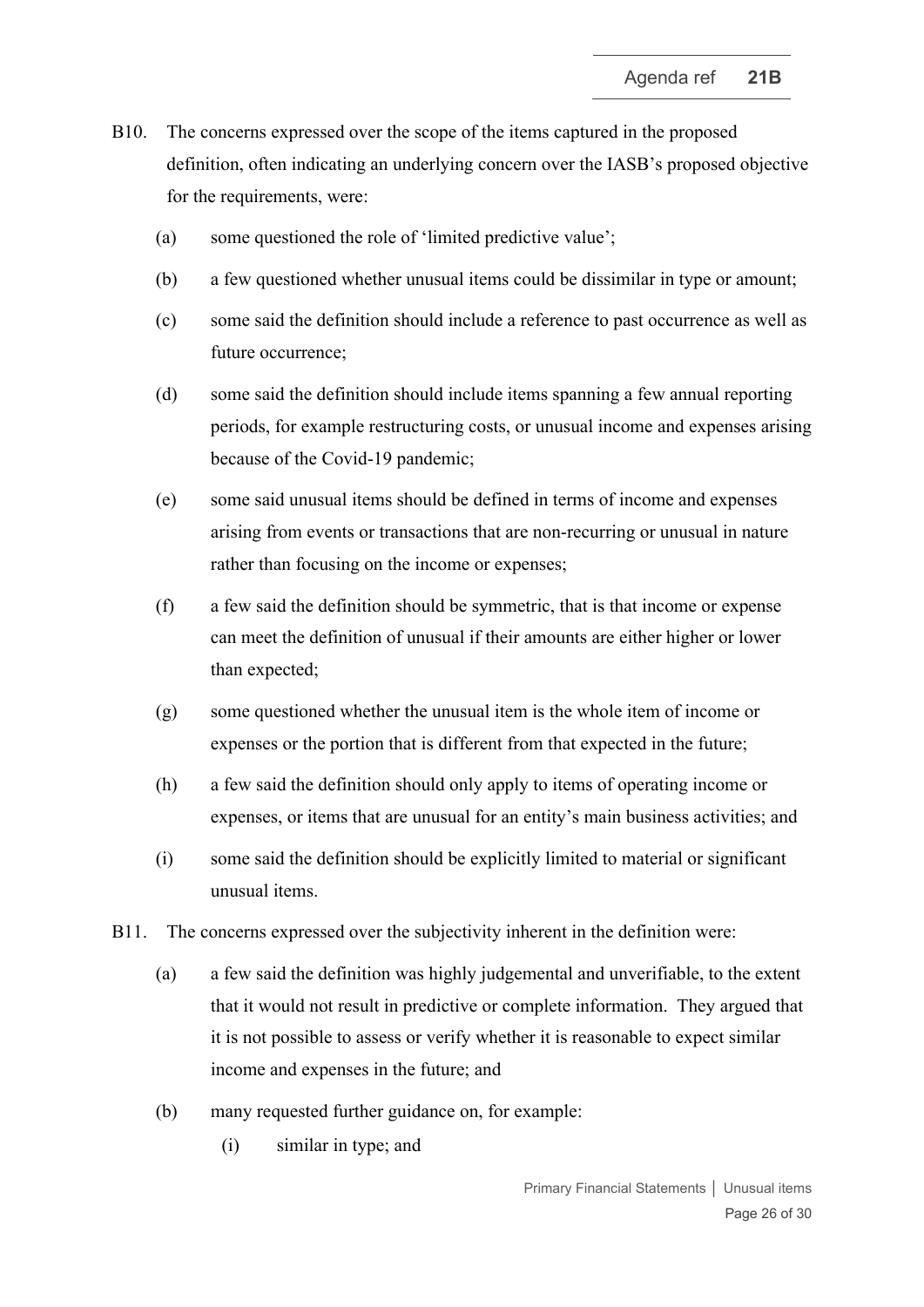B10. The concerns expressed over the scope of the items captured in the proposed definition, often indicating an underlying concern over the IASB's proposed objective for the requirements, were:

(a) some questioned the role of 'limited predictive value';

(b) a few questioned whether unusual items could be dissimilar in type or amount;

(c) some said the definition should include a reference to past occurrence as well as future occurrence;

(d) some said the definition should include items spanning a few annual reporting periods, for example restructuring costs, or unusual income and expenses arising because of the Covid-19 pandemic;

(e) some said unusual items should be defined in terms of income and expenses arising from events or transactions that are non-recurring or unusual in nature rather than focusing on the income or expenses;

(f) a few said the definition should be symmetric, that is that income or expense can meet the definition of unusual if their amounts are either higher or lower than expected;

(g) some questioned whether the unusual item is the whole item of income or expenses or the portion that is different from that expected in the future;

(h) a few said the definition should only apply to items of operating income or expenses, or items that are unusual for an entity's main business activities; and

(i) some said the definition should be explicitly limited to material or significant unusual items.

B11. The concerns expressed over the subjectivity inherent in the definition were:

(a) a few said the definition was highly judgemental and unverifiable, to the extent that it would not result in predictive or complete information. They argued that it is not possible to assess or verify whether it is reasonable to expect similar income and expenses in the future; and

(b) many requested further guidance on, for example:

   (i) similar in type; and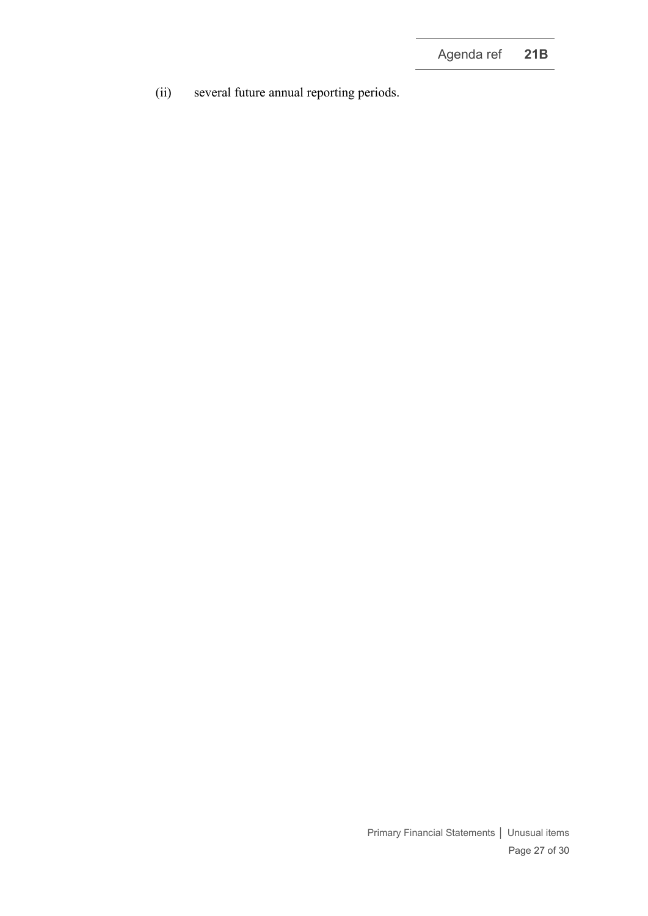(ii) several future annual reporting periods.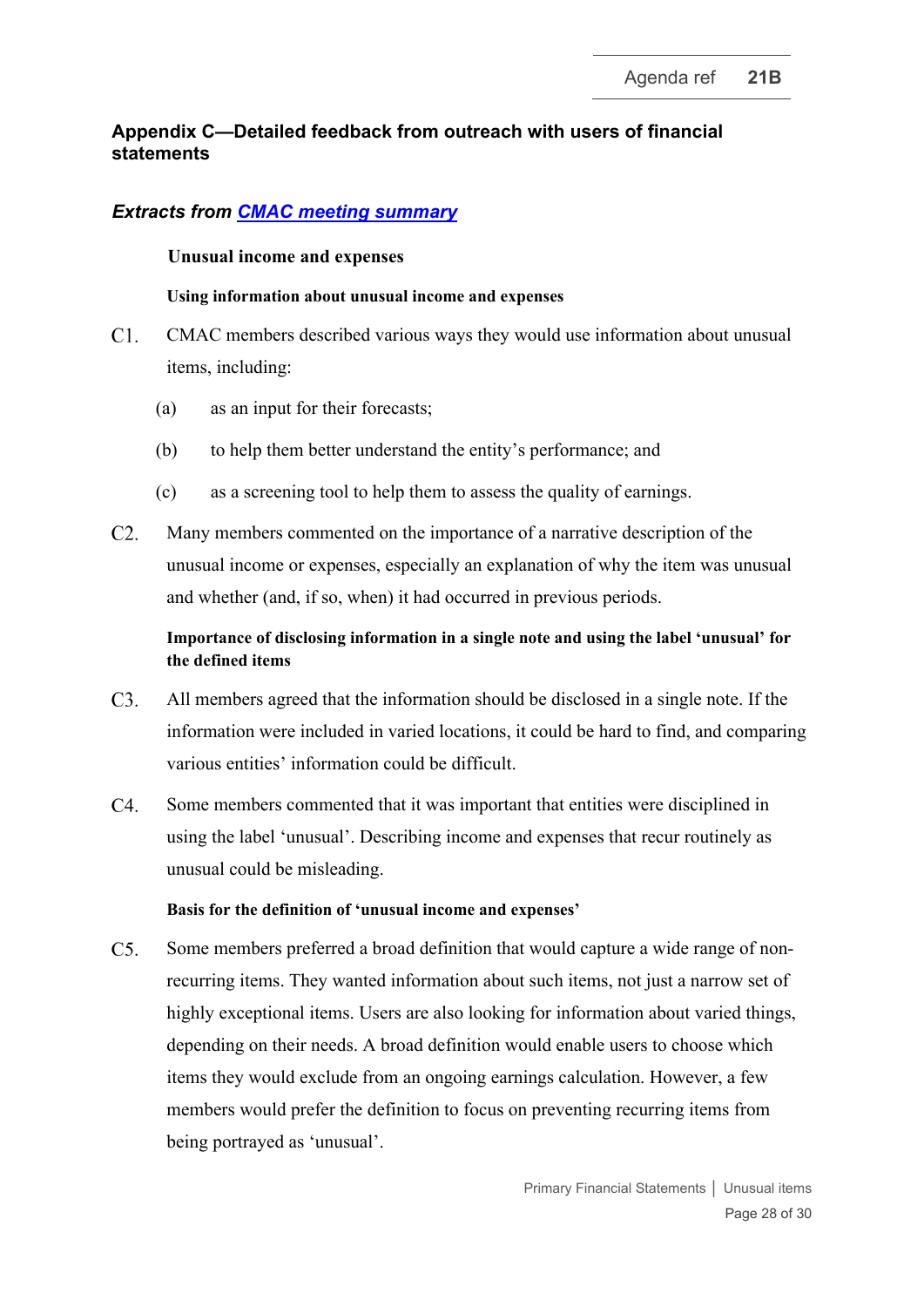## Appendix C—Detailed feedback from outreach with users of financial statements

### *Extracts from CMAC meeting summary*

**Unusual income and expenses**

**Using information about unusual income and expenses**

C1. CMAC members described various ways they would use information about unusual items, including:

(a) as an input for their forecasts;

(b) to help them better understand the entity's performance; and

(c) as a screening tool to help them to assess the quality of earnings.

C2. Many members commented on the importance of a narrative description of the unusual income or expenses, especially an explanation of why the item was unusual and whether (and, if so, when) it had occurred in previous periods.

**Importance of disclosing information in a single note and using the label 'unusual' for the defined items**

C3. All members agreed that the information should be disclosed in a single note. If the information were included in varied locations, it could be hard to find, and comparing various entities' information could be difficult.

C4. Some members commented that it was important that entities were disciplined in using the label 'unusual'. Describing income and expenses that recur routinely as unusual could be misleading.

**Basis for the definition of 'unusual income and expenses'**

C5. Some members preferred a broad definition that would capture a wide range of non-recurring items. They wanted information about such items, not just a narrow set of highly exceptional items. Users are also looking for information about varied things, depending on their needs. A broad definition would enable users to choose which items they would exclude from an ongoing earnings calculation. However, a few members would prefer the definition to focus on preventing recurring items from being portrayed as 'unusual'.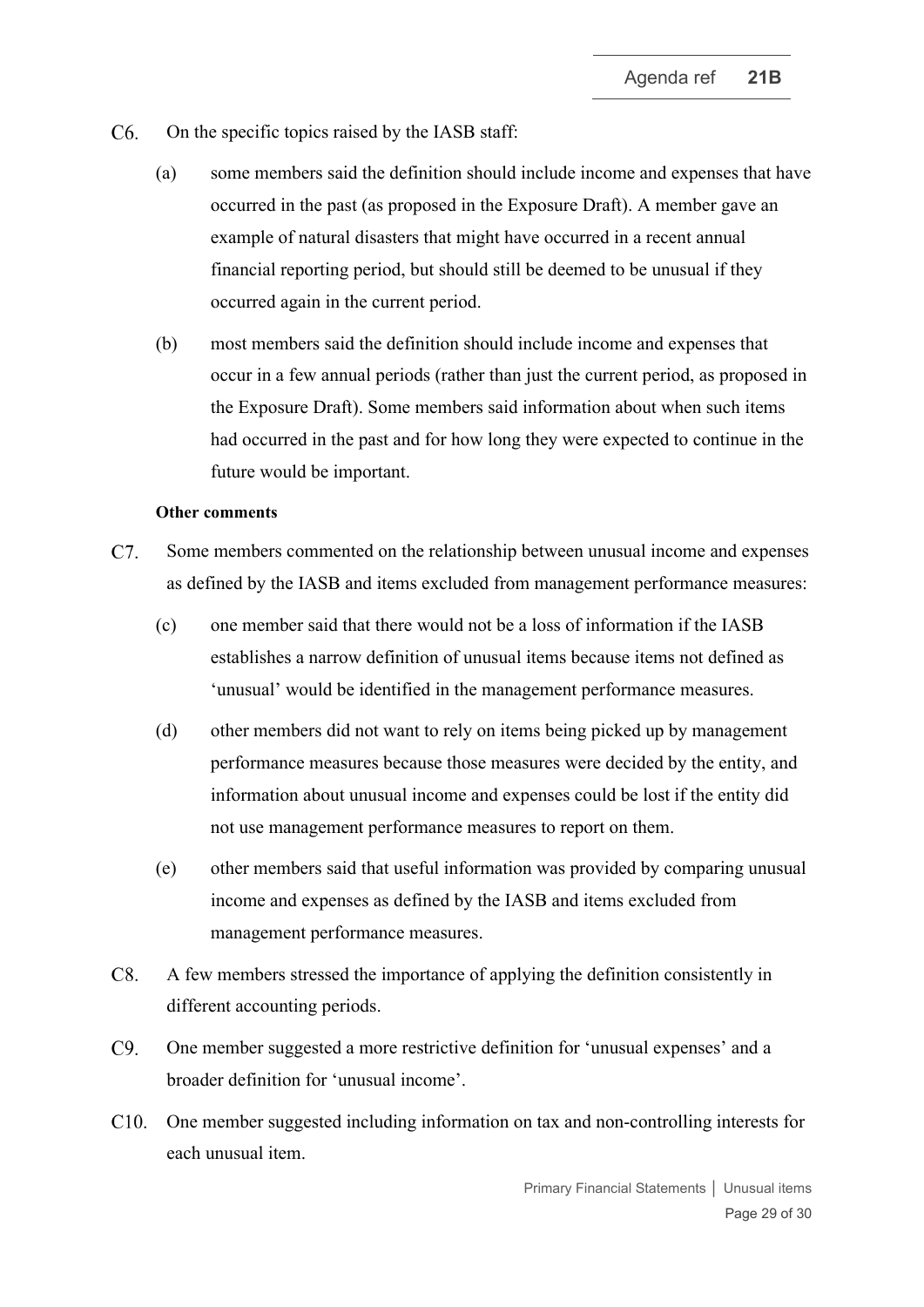C6. On the specific topics raised by the IASB staff:

(a) some members said the definition should include income and expenses that have occurred in the past (as proposed in the Exposure Draft). A member gave an example of natural disasters that might have occurred in a recent annual financial reporting period, but should still be deemed to be unusual if they occurred again in the current period.

(b) most members said the definition should include income and expenses that occur in a few annual periods (rather than just the current period, as proposed in the Exposure Draft). Some members said information about when such items had occurred in the past and for how long they were expected to continue in the future would be important.

**Other comments**

C7. Some members commented on the relationship between unusual income and expenses as defined by the IASB and items excluded from management performance measures:

(c) one member said that there would not be a loss of information if the IASB establishes a narrow definition of unusual items because items not defined as 'unusual' would be identified in the management performance measures.

(d) other members did not want to rely on items being picked up by management performance measures because those measures were decided by the entity, and information about unusual income and expenses could be lost if the entity did not use management performance measures to report on them.

(e) other members said that useful information was provided by comparing unusual income and expenses as defined by the IASB and items excluded from management performance measures.

C8. A few members stressed the importance of applying the definition consistently in different accounting periods.

C9. One member suggested a more restrictive definition for 'unusual expenses' and a broader definition for 'unusual income'.

C10. One member suggested including information on tax and non-controlling interests for each unusual item.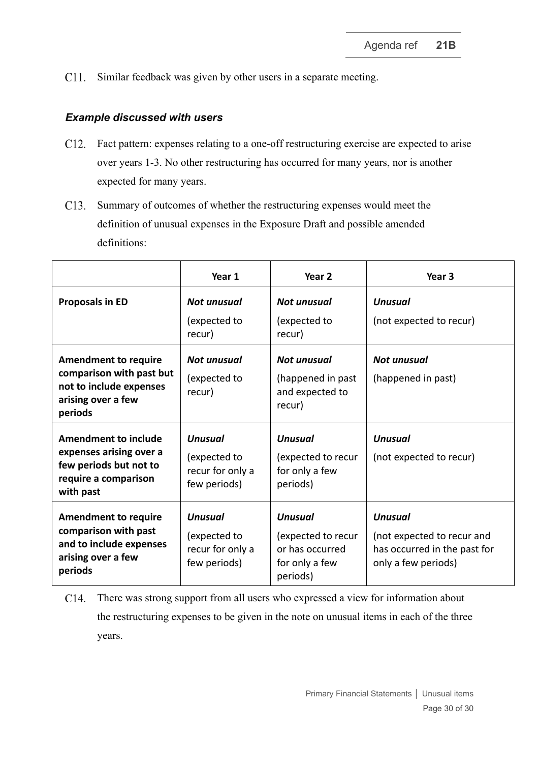C11. Similar feedback was given by other users in a separate meeting.

### *Example discussed with users*

C12. Fact pattern: expenses relating to a one-off restructuring exercise are expected to arise over years 1-3. No other restructuring has occurred for many years, nor is another expected for many years.

C13. Summary of outcomes of whether the restructuring expenses would meet the definition of unusual expenses in the Exposure Draft and possible amended definitions:

| | Year 1 | Year 2 | Year 3 |
|---|---|---|---|
| **Proposals in ED** | ***Not unusual*** (expected to recur) | ***Not unusual*** (expected to recur) | ***Unusual*** (not expected to recur) |
| **Amendment to require comparison with past but not to include expenses arising over a few periods** | ***Not unusual*** (expected to recur) | ***Not unusual*** (happened in past and expected to recur) | ***Not unusual*** (happened in past) |
| **Amendment to include expenses arising over a few periods but not to require a comparison with past** | ***Unusual*** (expected to recur for only a few periods) | ***Unusual*** (expected to recur for only a few periods) | ***Unusual*** (not expected to recur) |
| **Amendment to require comparison with past and to include expenses arising over a few periods** | ***Unusual*** (expected to recur for only a few periods) | ***Unusual*** (expected to recur or has occurred for only a few periods) | ***Unusual*** (not expected to recur and has occurred in the past for only a few periods) |

C14. There was strong support from all users who expressed a view for information about the restructuring expenses to be given in the note on unusual items in each of the three years.